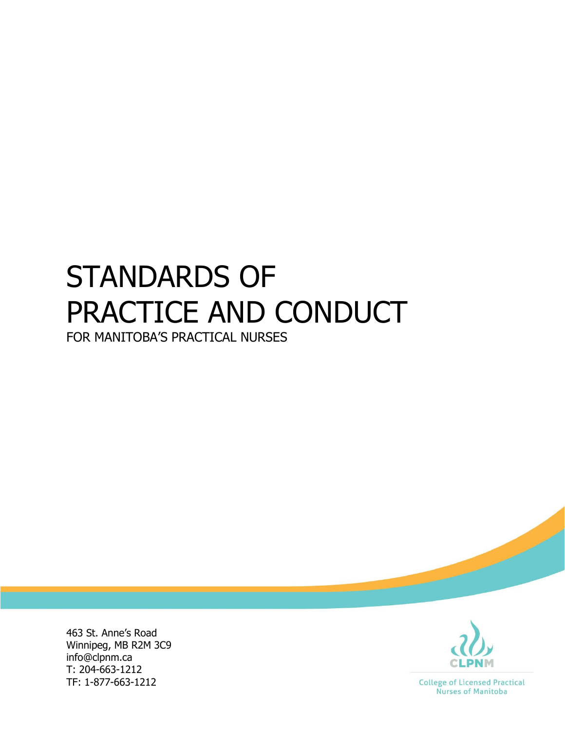# STANDARDS OF PRACTICE AND CONDUCT

FOR MANITOBA'S PRACTICAL NURSES

463 St. Anne's Road
Winnipeg, MB R2M 3C9
info@clpnm.ca
T: 204-663-1212
TF: 1-877-663-1212

CLPNM

College of Licensed Practical Nurses of Manitoba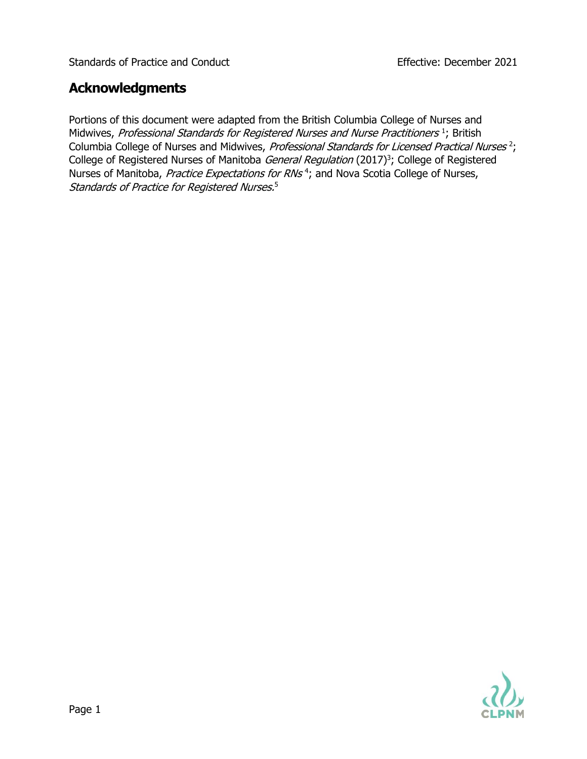## Acknowledgments

Portions of this document were adapted from the British Columbia College of Nurses and Midwives, *Professional Standards for Registered Nurses and Nurse Practitioners*[1]; British Columbia College of Nurses and Midwives, *Professional Standards for Licensed Practical Nurses*[2]; College of Registered Nurses of Manitoba *General Regulation* (2017)[3]; College of Registered Nurses of Manitoba, *Practice Expectations for RNs*[4]; and Nova Scotia College of Nurses, *Standards of Practice for Registered Nurses.*[5]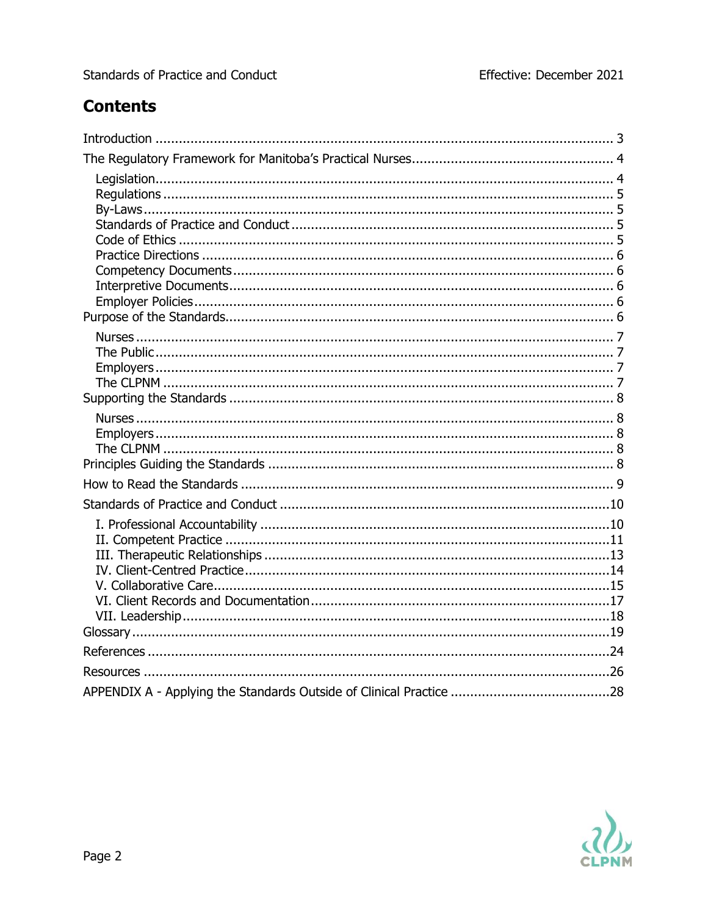# Contents

- Introduction ... 3
- The Regulatory Framework for Manitoba's Practical Nurses ... 4
  - Legislation ... 4
  - Regulations ... 5
  - By-Laws ... 5
  - Standards of Practice and Conduct ... 5
  - Code of Ethics ... 5
  - Practice Directions ... 6
  - Competency Documents ... 6
  - Interpretive Documents ... 6
  - Employer Policies ... 6
- Purpose of the Standards ... 6
  - Nurses ... 7
  - The Public ... 7
  - Employers ... 7
  - The CLPNM ... 7
- Supporting the Standards ... 8
  - Nurses ... 8
  - Employers ... 8
  - The CLPNM ... 8
- Principles Guiding the Standards ... 8
- How to Read the Standards ... 9
- Standards of Practice and Conduct ... 10
  - I. Professional Accountability ... 10
  - II. Competent Practice ... 11
  - III. Therapeutic Relationships ... 13
  - IV. Client-Centred Practice ... 14
  - V. Collaborative Care ... 15
  - VI. Client Records and Documentation ... 17
  - VII. Leadership ... 18
- Glossary ... 19
- References ... 24
- Resources ... 26
- APPENDIX A - Applying the Standards Outside of Clinical Practice ... 28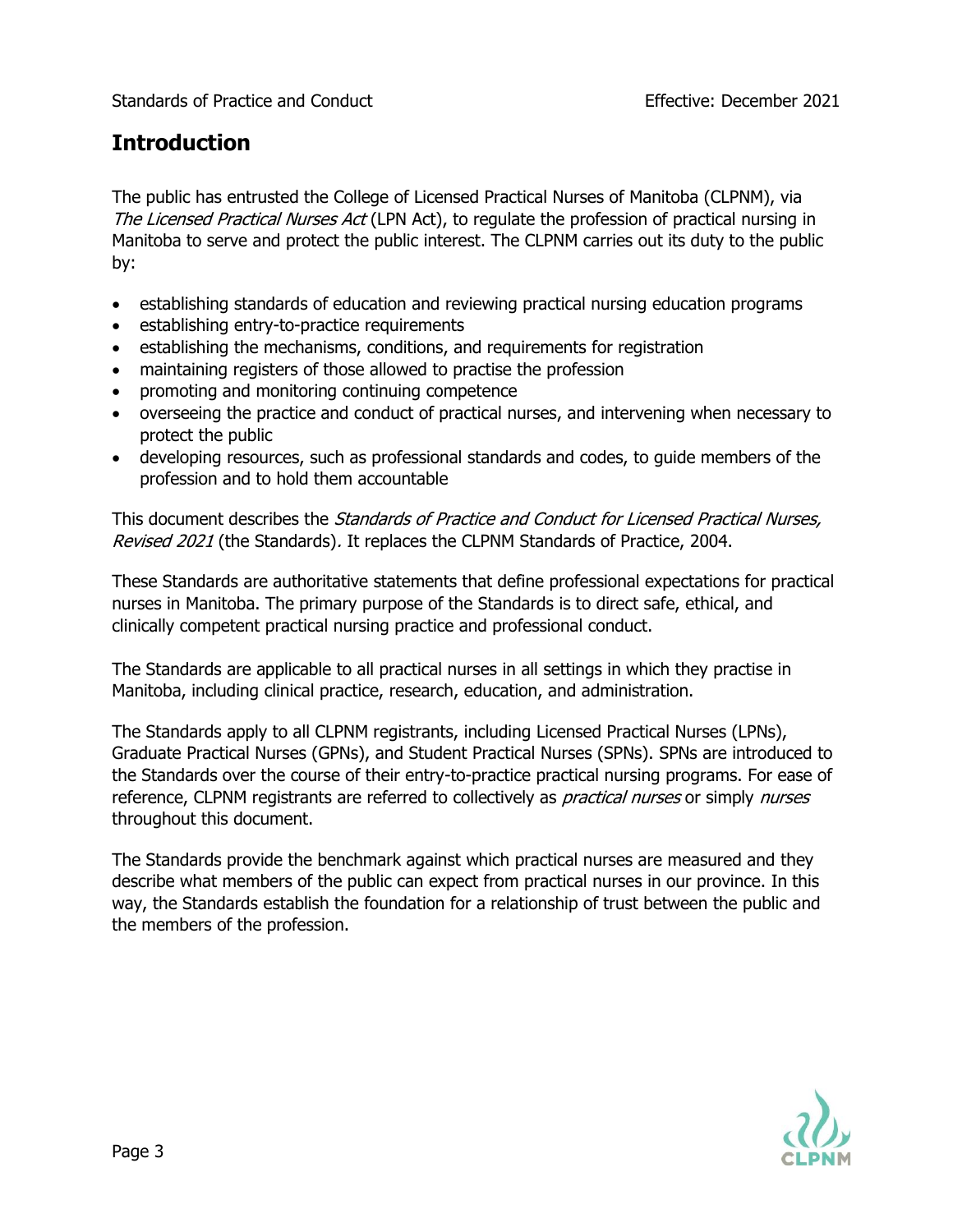## Introduction

The public has entrusted the College of Licensed Practical Nurses of Manitoba (CLPNM), via *The Licensed Practical Nurses Act* (LPN Act), to regulate the profession of practical nursing in Manitoba to serve and protect the public interest. The CLPNM carries out its duty to the public by:

- establishing standards of education and reviewing practical nursing education programs
- establishing entry-to-practice requirements
- establishing the mechanisms, conditions, and requirements for registration
- maintaining registers of those allowed to practise the profession
- promoting and monitoring continuing competence
- overseeing the practice and conduct of practical nurses, and intervening when necessary to protect the public
- developing resources, such as professional standards and codes, to guide members of the profession and to hold them accountable

This document describes the *Standards of Practice and Conduct for Licensed Practical Nurses, Revised 2021* (the Standards)*.* It replaces the CLPNM Standards of Practice, 2004.

These Standards are authoritative statements that define professional expectations for practical nurses in Manitoba. The primary purpose of the Standards is to direct safe, ethical, and clinically competent practical nursing practice and professional conduct.

The Standards are applicable to all practical nurses in all settings in which they practise in Manitoba, including clinical practice, research, education, and administration.

The Standards apply to all CLPNM registrants, including Licensed Practical Nurses (LPNs), Graduate Practical Nurses (GPNs), and Student Practical Nurses (SPNs). SPNs are introduced to the Standards over the course of their entry-to-practice practical nursing programs. For ease of reference, CLPNM registrants are referred to collectively as *practical nurses* or simply *nurses* throughout this document.

The Standards provide the benchmark against which practical nurses are measured and they describe what members of the public can expect from practical nurses in our province. In this way, the Standards establish the foundation for a relationship of trust between the public and the members of the profession.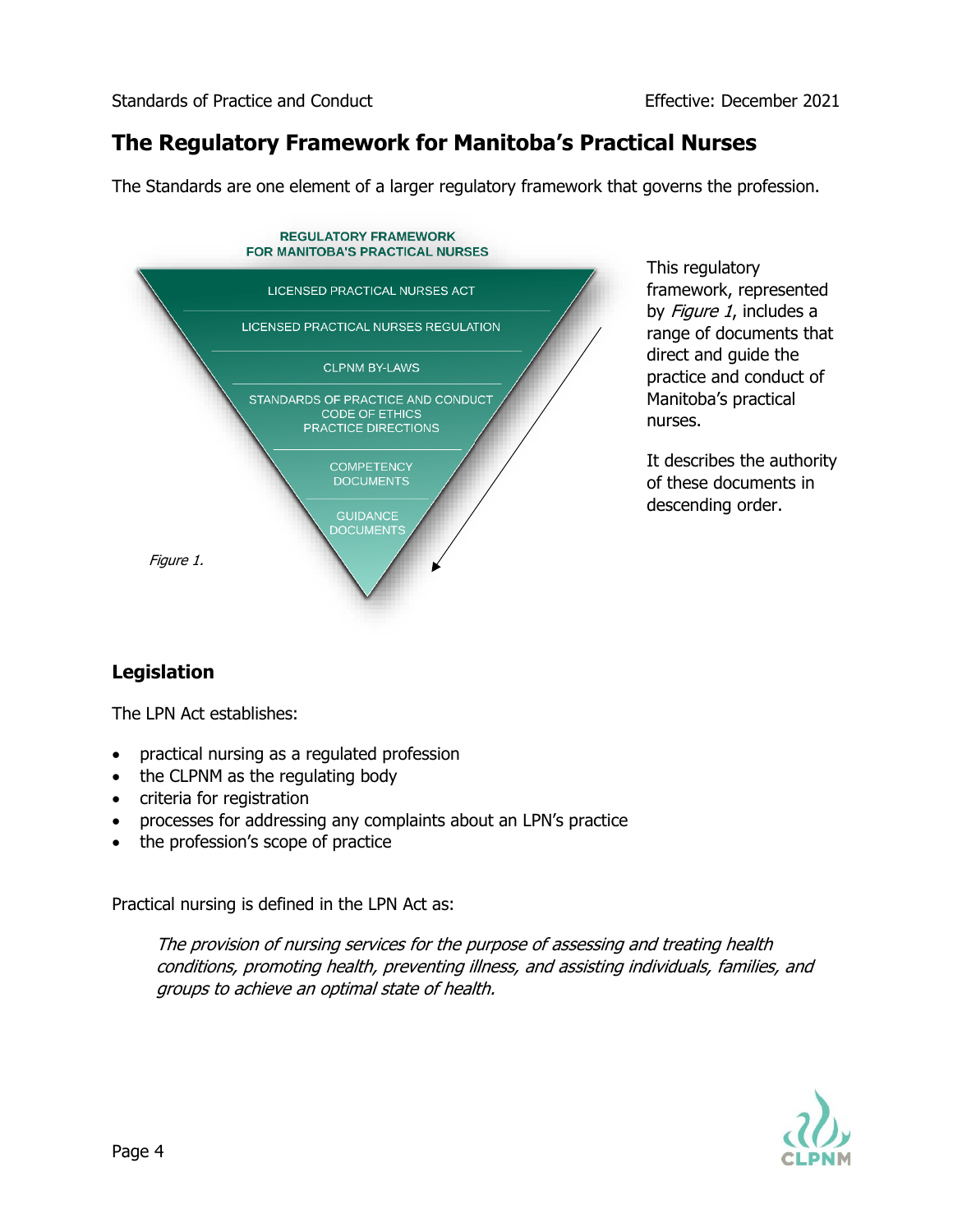## The Regulatory Framework for Manitoba's Practical Nurses

The Standards are one element of a larger regulatory framework that governs the profession.

REGULATORY FRAMEWORK FOR MANITOBA'S PRACTICAL NURSES

- LICENSED PRACTICAL NURSES ACT
- LICENSED PRACTICAL NURSES REGULATION
- CLPNM BY-LAWS
- STANDARDS OF PRACTICE AND CONDUCT, CODE OF ETHICS, PRACTICE DIRECTIONS
- COMPETENCY DOCUMENTS
- GUIDANCE DOCUMENTS

*Figure 1.*

This regulatory framework, represented by *Figure 1*, includes a range of documents that direct and guide the practice and conduct of Manitoba's practical nurses.

It describes the authority of these documents in descending order.

### Legislation

The LPN Act establishes:

- practical nursing as a regulated profession
- the CLPNM as the regulating body
- criteria for registration
- processes for addressing any complaints about an LPN's practice
- the profession's scope of practice

Practical nursing is defined in the LPN Act as:

> *The provision of nursing services for the purpose of assessing and treating health conditions, promoting health, preventing illness, and assisting individuals, families, and groups to achieve an optimal state of health.*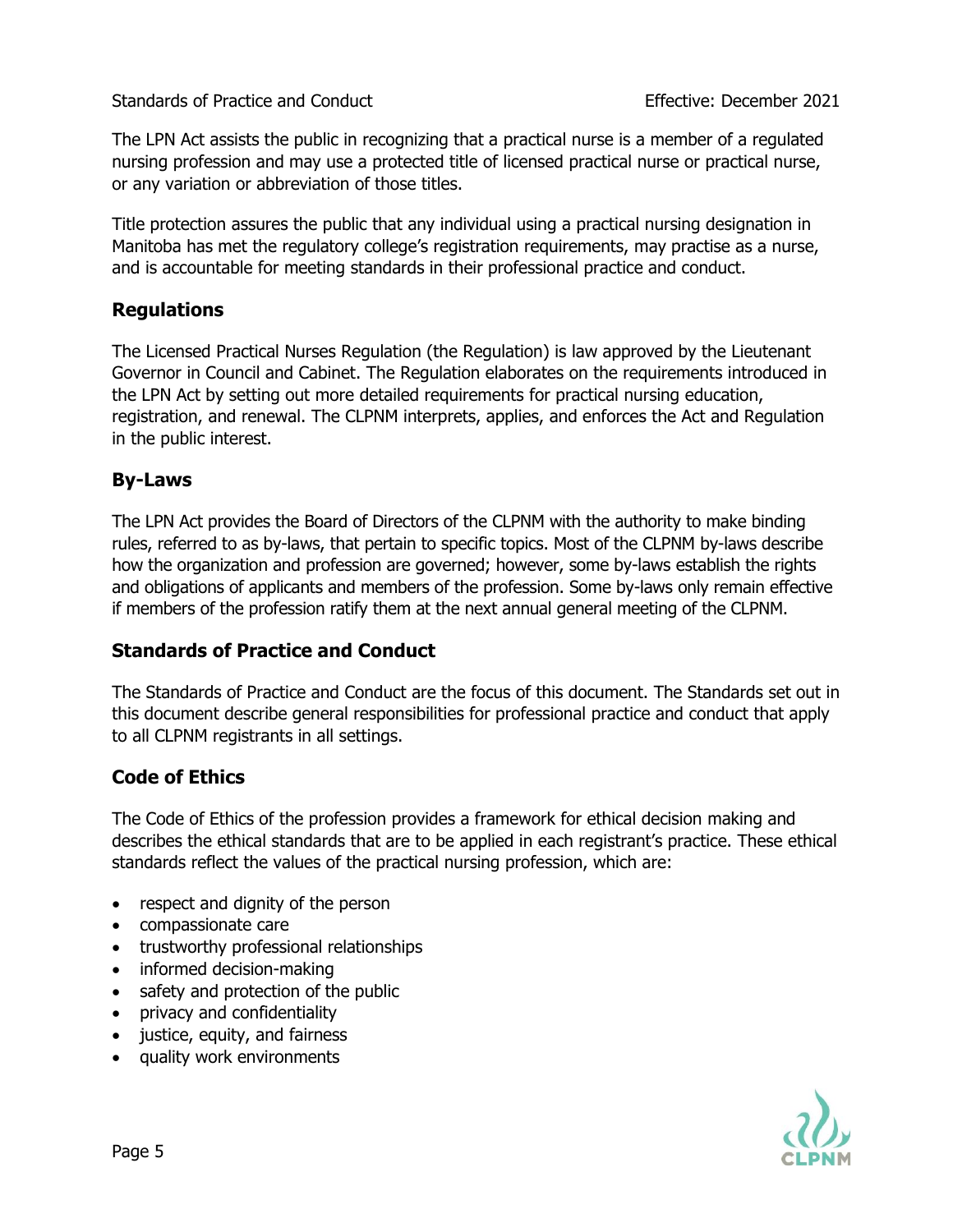The LPN Act assists the public in recognizing that a practical nurse is a member of a regulated nursing profession and may use a protected title of licensed practical nurse or practical nurse, or any variation or abbreviation of those titles.

Title protection assures the public that any individual using a practical nursing designation in Manitoba has met the regulatory college's registration requirements, may practise as a nurse, and is accountable for meeting standards in their professional practice and conduct.

## Regulations

The Licensed Practical Nurses Regulation (the Regulation) is law approved by the Lieutenant Governor in Council and Cabinet. The Regulation elaborates on the requirements introduced in the LPN Act by setting out more detailed requirements for practical nursing education, registration, and renewal. The CLPNM interprets, applies, and enforces the Act and Regulation in the public interest.

## By-Laws

The LPN Act provides the Board of Directors of the CLPNM with the authority to make binding rules, referred to as by-laws, that pertain to specific topics. Most of the CLPNM by-laws describe how the organization and profession are governed; however, some by-laws establish the rights and obligations of applicants and members of the profession. Some by-laws only remain effective if members of the profession ratify them at the next annual general meeting of the CLPNM.

## Standards of Practice and Conduct

The Standards of Practice and Conduct are the focus of this document. The Standards set out in this document describe general responsibilities for professional practice and conduct that apply to all CLPNM registrants in all settings.

## Code of Ethics

The Code of Ethics of the profession provides a framework for ethical decision making and describes the ethical standards that are to be applied in each registrant's practice. These ethical standards reflect the values of the practical nursing profession, which are:

- respect and dignity of the person
- compassionate care
- trustworthy professional relationships
- informed decision-making
- safety and protection of the public
- privacy and confidentiality
- justice, equity, and fairness
- quality work environments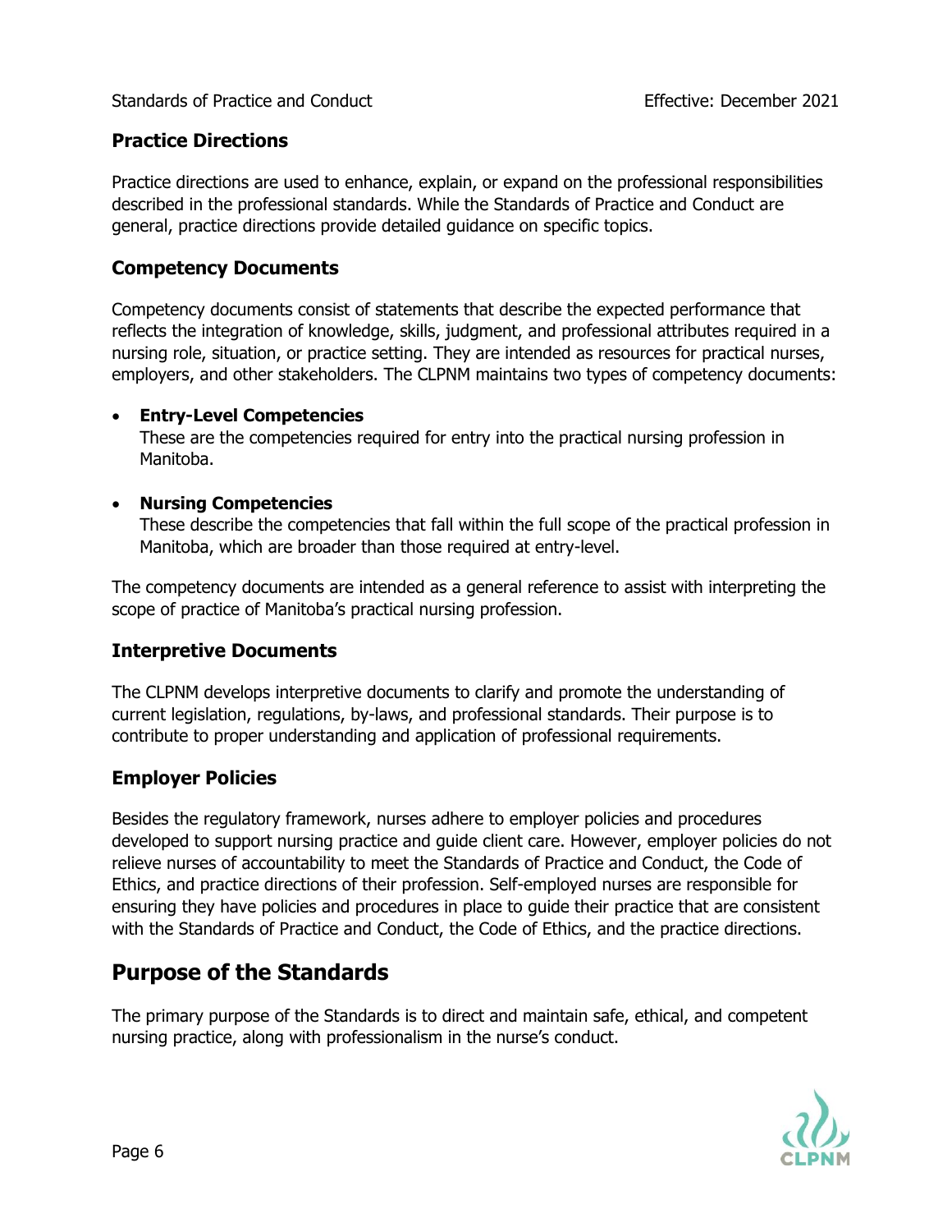### Practice Directions

Practice directions are used to enhance, explain, or expand on the professional responsibilities described in the professional standards. While the Standards of Practice and Conduct are general, practice directions provide detailed guidance on specific topics.

### Competency Documents

Competency documents consist of statements that describe the expected performance that reflects the integration of knowledge, skills, judgment, and professional attributes required in a nursing role, situation, or practice setting. They are intended as resources for practical nurses, employers, and other stakeholders. The CLPNM maintains two types of competency documents:

- **Entry-Level Competencies**
  These are the competencies required for entry into the practical nursing profession in Manitoba.

- **Nursing Competencies**
  These describe the competencies that fall within the full scope of the practical profession in Manitoba, which are broader than those required at entry-level.

The competency documents are intended as a general reference to assist with interpreting the scope of practice of Manitoba's practical nursing profession.

### Interpretive Documents

The CLPNM develops interpretive documents to clarify and promote the understanding of current legislation, regulations, by-laws, and professional standards. Their purpose is to contribute to proper understanding and application of professional requirements.

### Employer Policies

Besides the regulatory framework, nurses adhere to employer policies and procedures developed to support nursing practice and guide client care. However, employer policies do not relieve nurses of accountability to meet the Standards of Practice and Conduct, the Code of Ethics, and practice directions of their profession. Self-employed nurses are responsible for ensuring they have policies and procedures in place to guide their practice that are consistent with the Standards of Practice and Conduct, the Code of Ethics, and the practice directions.

## Purpose of the Standards

The primary purpose of the Standards is to direct and maintain safe, ethical, and competent nursing practice, along with professionalism in the nurse's conduct.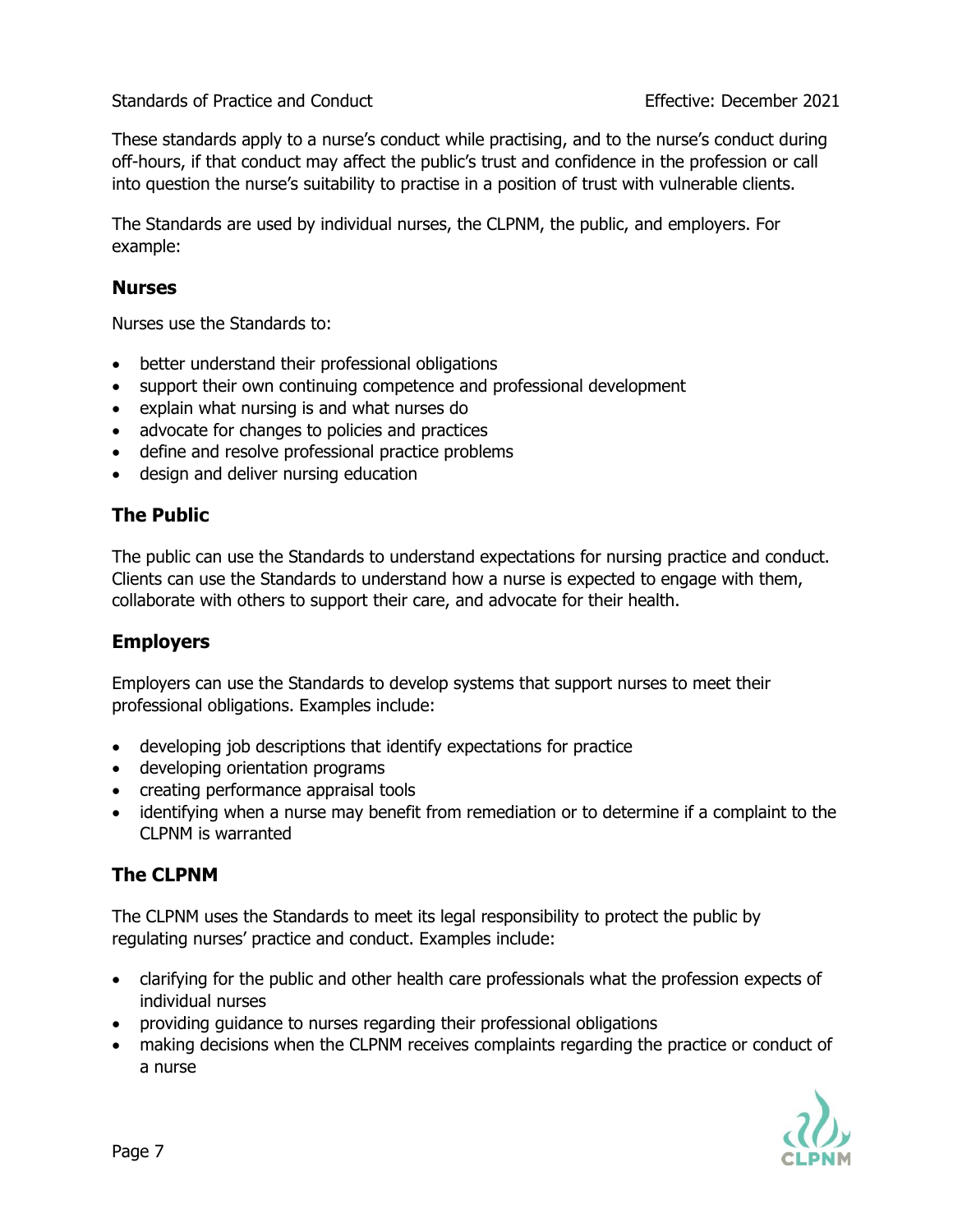These standards apply to a nurse's conduct while practising, and to the nurse's conduct during off-hours, if that conduct may affect the public's trust and confidence in the profession or call into question the nurse's suitability to practise in a position of trust with vulnerable clients.

The Standards are used by individual nurses, the CLPNM, the public, and employers. For example:

### Nurses

Nurses use the Standards to:

- better understand their professional obligations
- support their own continuing competence and professional development
- explain what nursing is and what nurses do
- advocate for changes to policies and practices
- define and resolve professional practice problems
- design and deliver nursing education

### The Public

The public can use the Standards to understand expectations for nursing practice and conduct. Clients can use the Standards to understand how a nurse is expected to engage with them, collaborate with others to support their care, and advocate for their health.

### Employers

Employers can use the Standards to develop systems that support nurses to meet their professional obligations. Examples include:

- developing job descriptions that identify expectations for practice
- developing orientation programs
- creating performance appraisal tools
- identifying when a nurse may benefit from remediation or to determine if a complaint to the CLPNM is warranted

### The CLPNM

The CLPNM uses the Standards to meet its legal responsibility to protect the public by regulating nurses' practice and conduct. Examples include:

- clarifying for the public and other health care professionals what the profession expects of individual nurses
- providing guidance to nurses regarding their professional obligations
- making decisions when the CLPNM receives complaints regarding the practice or conduct of a nurse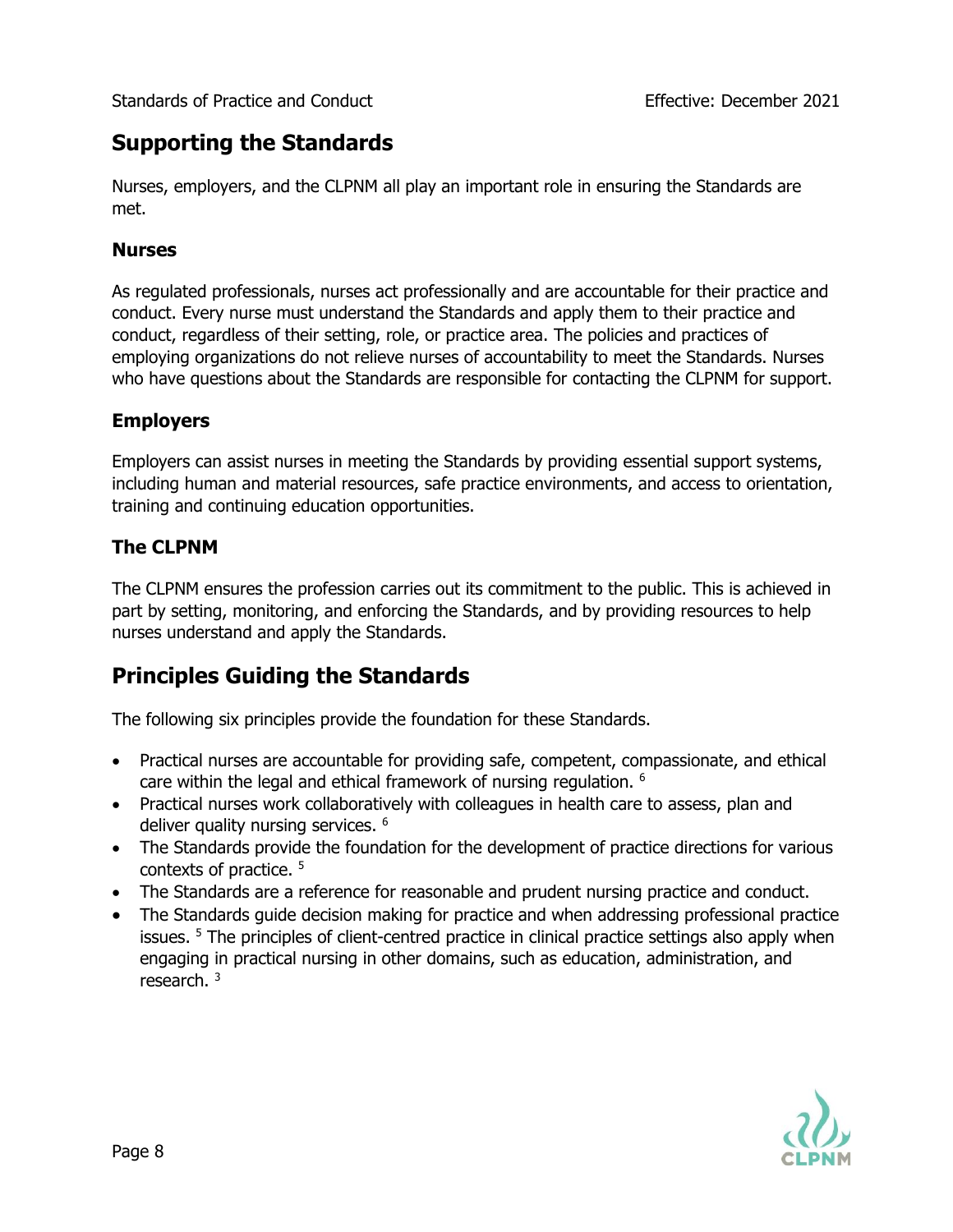## Supporting the Standards

Nurses, employers, and the CLPNM all play an important role in ensuring the Standards are met.

### Nurses

As regulated professionals, nurses act professionally and are accountable for their practice and conduct. Every nurse must understand the Standards and apply them to their practice and conduct, regardless of their setting, role, or practice area. The policies and practices of employing organizations do not relieve nurses of accountability to meet the Standards. Nurses who have questions about the Standards are responsible for contacting the CLPNM for support.

### Employers

Employers can assist nurses in meeting the Standards by providing essential support systems, including human and material resources, safe practice environments, and access to orientation, training and continuing education opportunities.

### The CLPNM

The CLPNM ensures the profession carries out its commitment to the public. This is achieved in part by setting, monitoring, and enforcing the Standards, and by providing resources to help nurses understand and apply the Standards.

## Principles Guiding the Standards

The following six principles provide the foundation for these Standards.

- Practical nurses are accountable for providing safe, competent, compassionate, and ethical care within the legal and ethical framework of nursing regulation. [6]
- Practical nurses work collaboratively with colleagues in health care to assess, plan and deliver quality nursing services. [6]
- The Standards provide the foundation for the development of practice directions for various contexts of practice. [5]
- The Standards are a reference for reasonable and prudent nursing practice and conduct.
- The Standards guide decision making for practice and when addressing professional practice issues. [5] The principles of client-centred practice in clinical practice settings also apply when engaging in practical nursing in other domains, such as education, administration, and research. [3]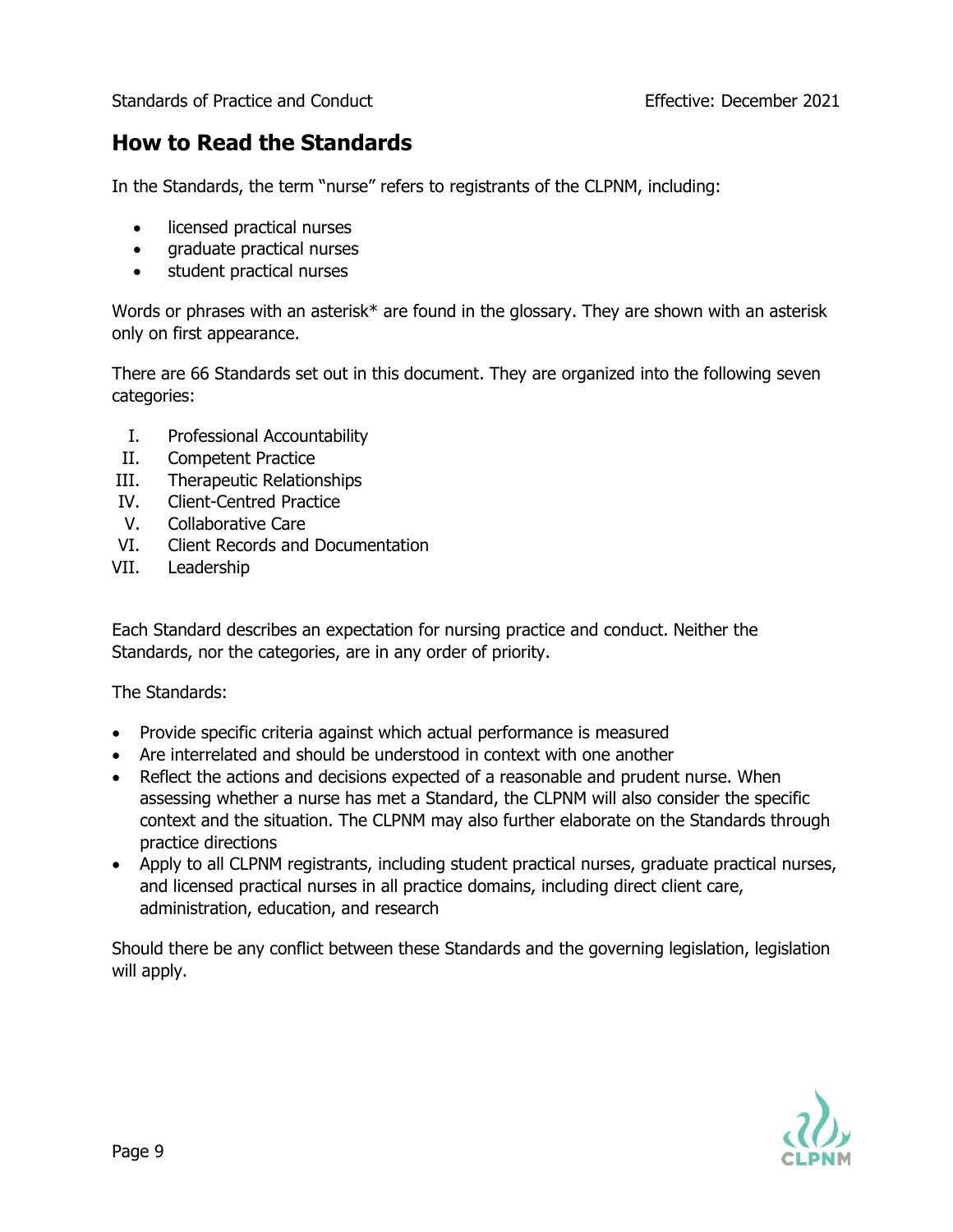## How to Read the Standards

In the Standards, the term "nurse" refers to registrants of the CLPNM, including:

- licensed practical nurses
- graduate practical nurses
- student practical nurses

Words or phrases with an asterisk* are found in the glossary. They are shown with an asterisk only on first appearance.

There are 66 Standards set out in this document. They are organized into the following seven categories:

I. Professional Accountability
II. Competent Practice
III. Therapeutic Relationships
IV. Client-Centred Practice
V. Collaborative Care
VI. Client Records and Documentation
VII. Leadership

Each Standard describes an expectation for nursing practice and conduct. Neither the Standards, nor the categories, are in any order of priority.

The Standards:

- Provide specific criteria against which actual performance is measured
- Are interrelated and should be understood in context with one another
- Reflect the actions and decisions expected of a reasonable and prudent nurse. When assessing whether a nurse has met a Standard, the CLPNM will also consider the specific context and the situation. The CLPNM may also further elaborate on the Standards through practice directions
- Apply to all CLPNM registrants, including student practical nurses, graduate practical nurses, and licensed practical nurses in all practice domains, including direct client care, administration, education, and research

Should there be any conflict between these Standards and the governing legislation, legislation will apply.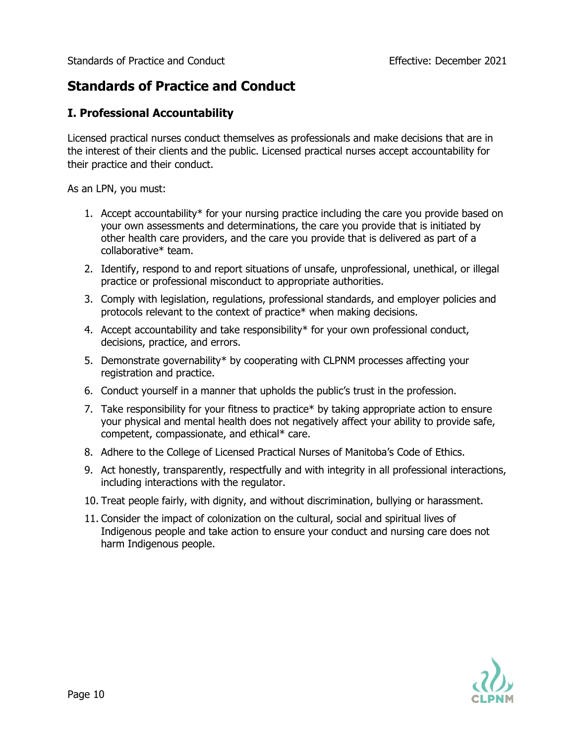# Standards of Practice and Conduct

## I. Professional Accountability

Licensed practical nurses conduct themselves as professionals and make decisions that are in the interest of their clients and the public. Licensed practical nurses accept accountability for their practice and their conduct.

As an LPN, you must:

1. Accept accountability* for your nursing practice including the care you provide based on your own assessments and determinations, the care you provide that is initiated by other health care providers, and the care you provide that is delivered as part of a collaborative* team.
2. Identify, respond to and report situations of unsafe, unprofessional, unethical, or illegal practice or professional misconduct to appropriate authorities.
3. Comply with legislation, regulations, professional standards, and employer policies and protocols relevant to the context of practice* when making decisions.
4. Accept accountability and take responsibility* for your own professional conduct, decisions, practice, and errors.
5. Demonstrate governability* by cooperating with CLPNM processes affecting your registration and practice.
6. Conduct yourself in a manner that upholds the public's trust in the profession.
7. Take responsibility for your fitness to practice* by taking appropriate action to ensure your physical and mental health does not negatively affect your ability to provide safe, competent, compassionate, and ethical* care.
8. Adhere to the College of Licensed Practical Nurses of Manitoba's Code of Ethics.
9. Act honestly, transparently, respectfully and with integrity in all professional interactions, including interactions with the regulator.
10. Treat people fairly, with dignity, and without discrimination, bullying or harassment.
11. Consider the impact of colonization on the cultural, social and spiritual lives of Indigenous people and take action to ensure your conduct and nursing care does not harm Indigenous people.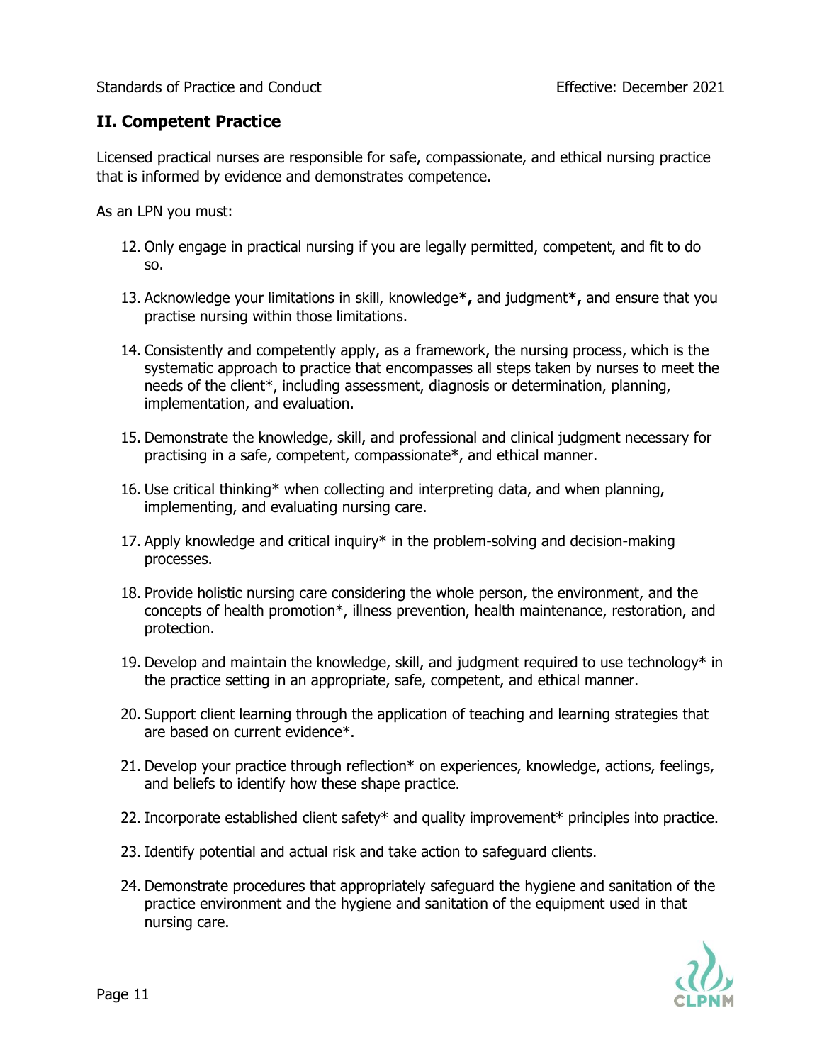## II. Competent Practice

Licensed practical nurses are responsible for safe, compassionate, and ethical nursing practice that is informed by evidence and demonstrates competence.

As an LPN you must:

12. Only engage in practical nursing if you are legally permitted, competent, and fit to do so.

13. Acknowledge your limitations in skill, knowledge**\***, and judgment**\***, and ensure that you practise nursing within those limitations.

14. Consistently and competently apply, as a framework, the nursing process, which is the systematic approach to practice that encompasses all steps taken by nurses to meet the needs of the client*, including assessment, diagnosis or determination, planning, implementation, and evaluation.

15. Demonstrate the knowledge, skill, and professional and clinical judgment necessary for practising in a safe, competent, compassionate*, and ethical manner.

16. Use critical thinking* when collecting and interpreting data, and when planning, implementing, and evaluating nursing care.

17. Apply knowledge and critical inquiry* in the problem-solving and decision-making processes.

18. Provide holistic nursing care considering the whole person, the environment, and the concepts of health promotion*, illness prevention, health maintenance, restoration, and protection.

19. Develop and maintain the knowledge, skill, and judgment required to use technology* in the practice setting in an appropriate, safe, competent, and ethical manner.

20. Support client learning through the application of teaching and learning strategies that are based on current evidence*.

21. Develop your practice through reflection* on experiences, knowledge, actions, feelings, and beliefs to identify how these shape practice.

22. Incorporate established client safety* and quality improvement* principles into practice.

23. Identify potential and actual risk and take action to safeguard clients.

24. Demonstrate procedures that appropriately safeguard the hygiene and sanitation of the practice environment and the hygiene and sanitation of the equipment used in that nursing care.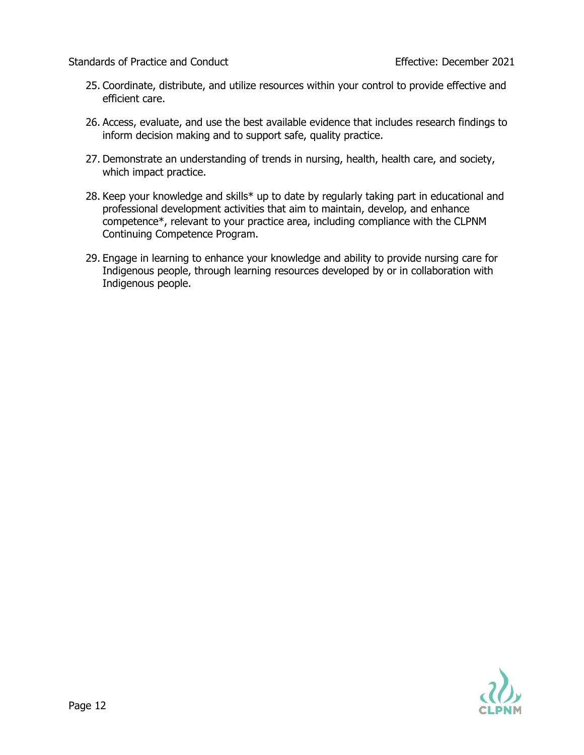25. Coordinate, distribute, and utilize resources within your control to provide effective and efficient care.

26. Access, evaluate, and use the best available evidence that includes research findings to inform decision making and to support safe, quality practice.

27. Demonstrate an understanding of trends in nursing, health, health care, and society, which impact practice.

28. Keep your knowledge and skills* up to date by regularly taking part in educational and professional development activities that aim to maintain, develop, and enhance competence*, relevant to your practice area, including compliance with the CLPNM Continuing Competence Program.

29. Engage in learning to enhance your knowledge and ability to provide nursing care for Indigenous people, through learning resources developed by or in collaboration with Indigenous people.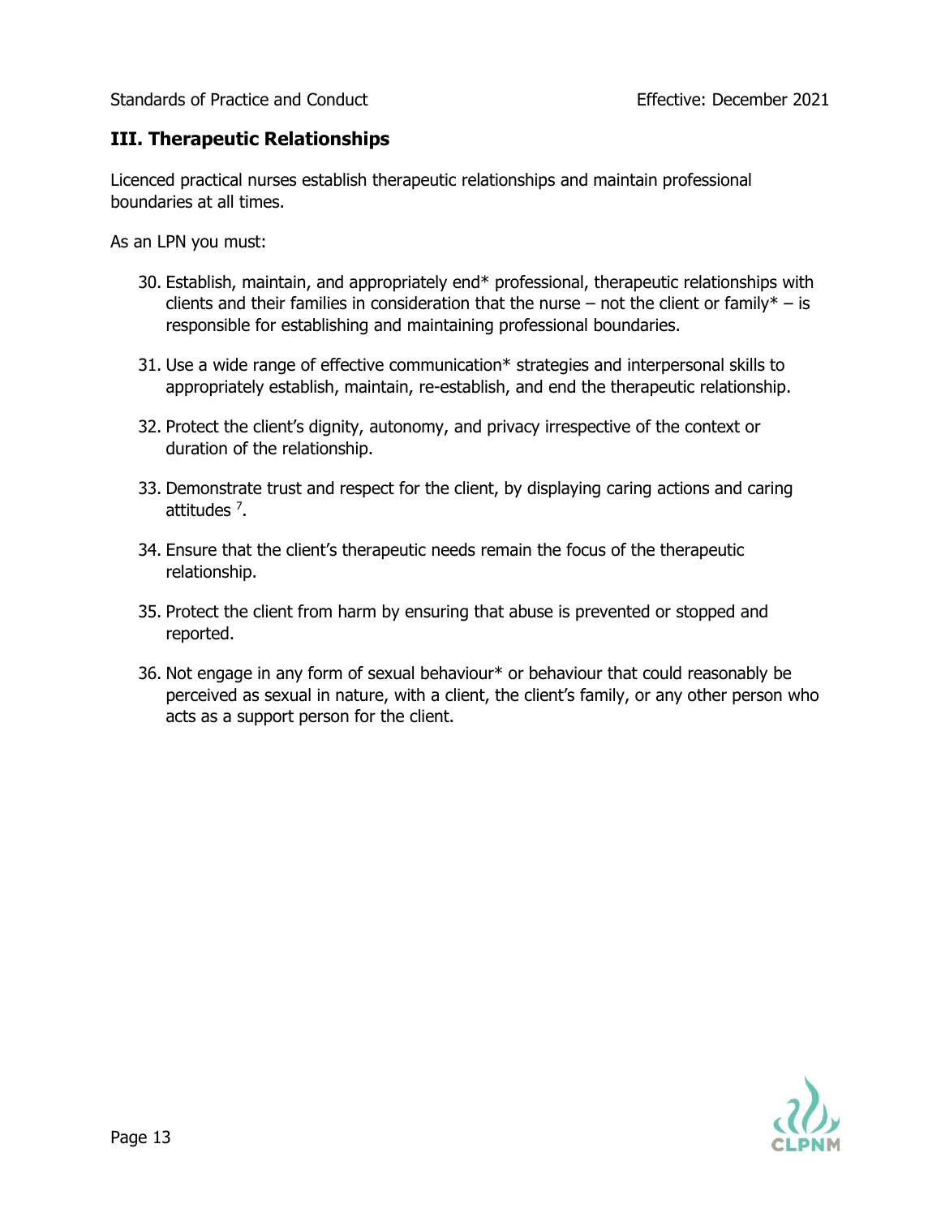## III. Therapeutic Relationships

Licenced practical nurses establish therapeutic relationships and maintain professional boundaries at all times.

As an LPN you must:

30. Establish, maintain, and appropriately end* professional, therapeutic relationships with clients and their families in consideration that the nurse – not the client or family* – is responsible for establishing and maintaining professional boundaries.
31. Use a wide range of effective communication* strategies and interpersonal skills to appropriately establish, maintain, re-establish, and end the therapeutic relationship.
32. Protect the client's dignity, autonomy, and privacy irrespective of the context or duration of the relationship.
33. Demonstrate trust and respect for the client, by displaying caring actions and caring attitudes [7].
34. Ensure that the client's therapeutic needs remain the focus of the therapeutic relationship.
35. Protect the client from harm by ensuring that abuse is prevented or stopped and reported.
36. Not engage in any form of sexual behaviour* or behaviour that could reasonably be perceived as sexual in nature, with a client, the client's family, or any other person who acts as a support person for the client.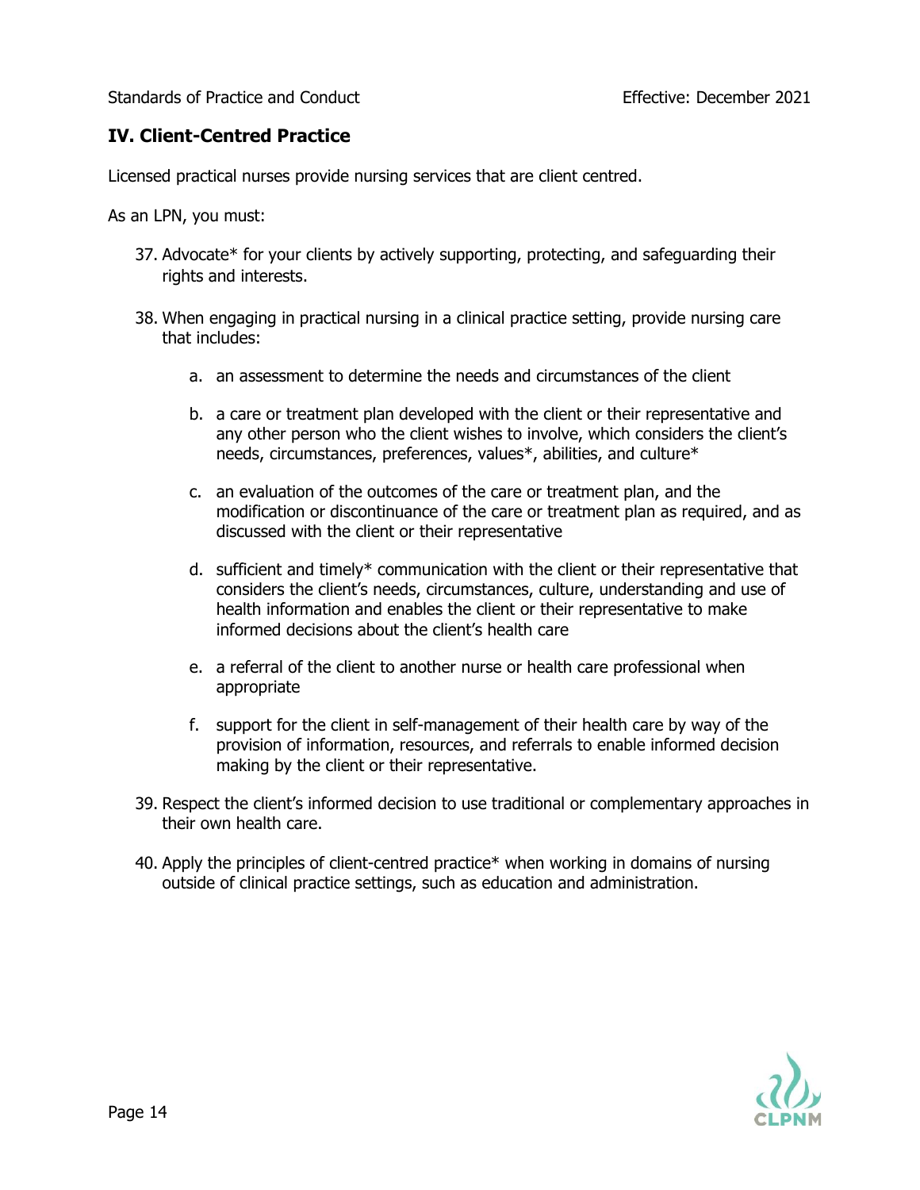## IV. Client-Centred Practice

Licensed practical nurses provide nursing services that are client centred.

As an LPN, you must:

37. Advocate* for your clients by actively supporting, protecting, and safeguarding their rights and interests.

38. When engaging in practical nursing in a clinical practice setting, provide nursing care that includes:

    a. an assessment to determine the needs and circumstances of the client

    b. a care or treatment plan developed with the client or their representative and any other person who the client wishes to involve, which considers the client's needs, circumstances, preferences, values*, abilities, and culture*

    c. an evaluation of the outcomes of the care or treatment plan, and the modification or discontinuance of the care or treatment plan as required, and as discussed with the client or their representative

    d. sufficient and timely* communication with the client or their representative that considers the client's needs, circumstances, culture, understanding and use of health information and enables the client or their representative to make informed decisions about the client's health care

    e. a referral of the client to another nurse or health care professional when appropriate

    f. support for the client in self-management of their health care by way of the provision of information, resources, and referrals to enable informed decision making by the client or their representative.

39. Respect the client's informed decision to use traditional or complementary approaches in their own health care.

40. Apply the principles of client-centred practice* when working in domains of nursing outside of clinical practice settings, such as education and administration.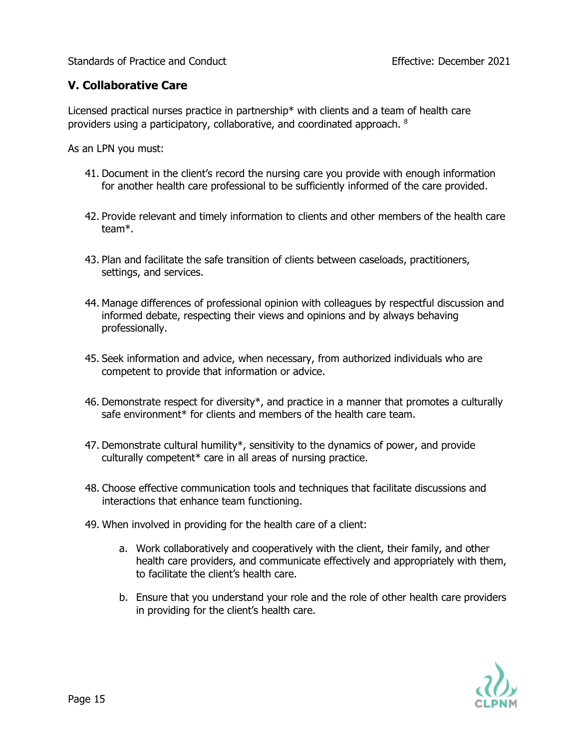## V. Collaborative Care

Licensed practical nurses practice in partnership* with clients and a team of health care providers using a participatory, collaborative, and coordinated approach. [8]

As an LPN you must:

41. Document in the client's record the nursing care you provide with enough information for another health care professional to be sufficiently informed of the care provided.

42. Provide relevant and timely information to clients and other members of the health care team*.

43. Plan and facilitate the safe transition of clients between caseloads, practitioners, settings, and services.

44. Manage differences of professional opinion with colleagues by respectful discussion and informed debate, respecting their views and opinions and by always behaving professionally.

45. Seek information and advice, when necessary, from authorized individuals who are competent to provide that information or advice.

46. Demonstrate respect for diversity*, and practice in a manner that promotes a culturally safe environment* for clients and members of the health care team.

47. Demonstrate cultural humility*, sensitivity to the dynamics of power, and provide culturally competent* care in all areas of nursing practice.

48. Choose effective communication tools and techniques that facilitate discussions and interactions that enhance team functioning.

49. When involved in providing for the health care of a client:

    a. Work collaboratively and cooperatively with the client, their family, and other health care providers, and communicate effectively and appropriately with them, to facilitate the client's health care.

    b. Ensure that you understand your role and the role of other health care providers in providing for the client's health care.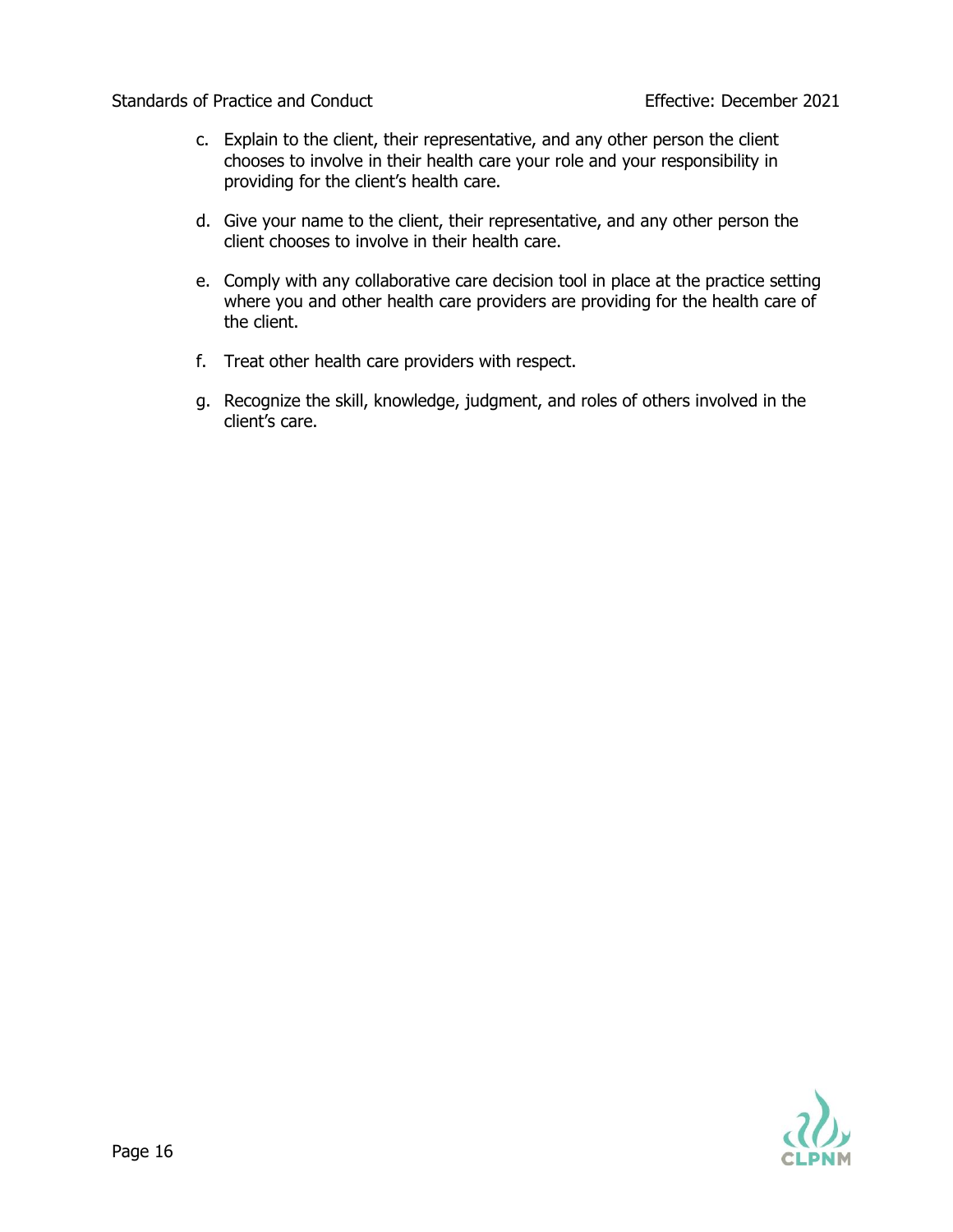c. Explain to the client, their representative, and any other person the client chooses to involve in their health care your role and your responsibility in providing for the client's health care.

d. Give your name to the client, their representative, and any other person the client chooses to involve in their health care.

e. Comply with any collaborative care decision tool in place at the practice setting where you and other health care providers are providing for the health care of the client.

f. Treat other health care providers with respect.

g. Recognize the skill, knowledge, judgment, and roles of others involved in the client's care.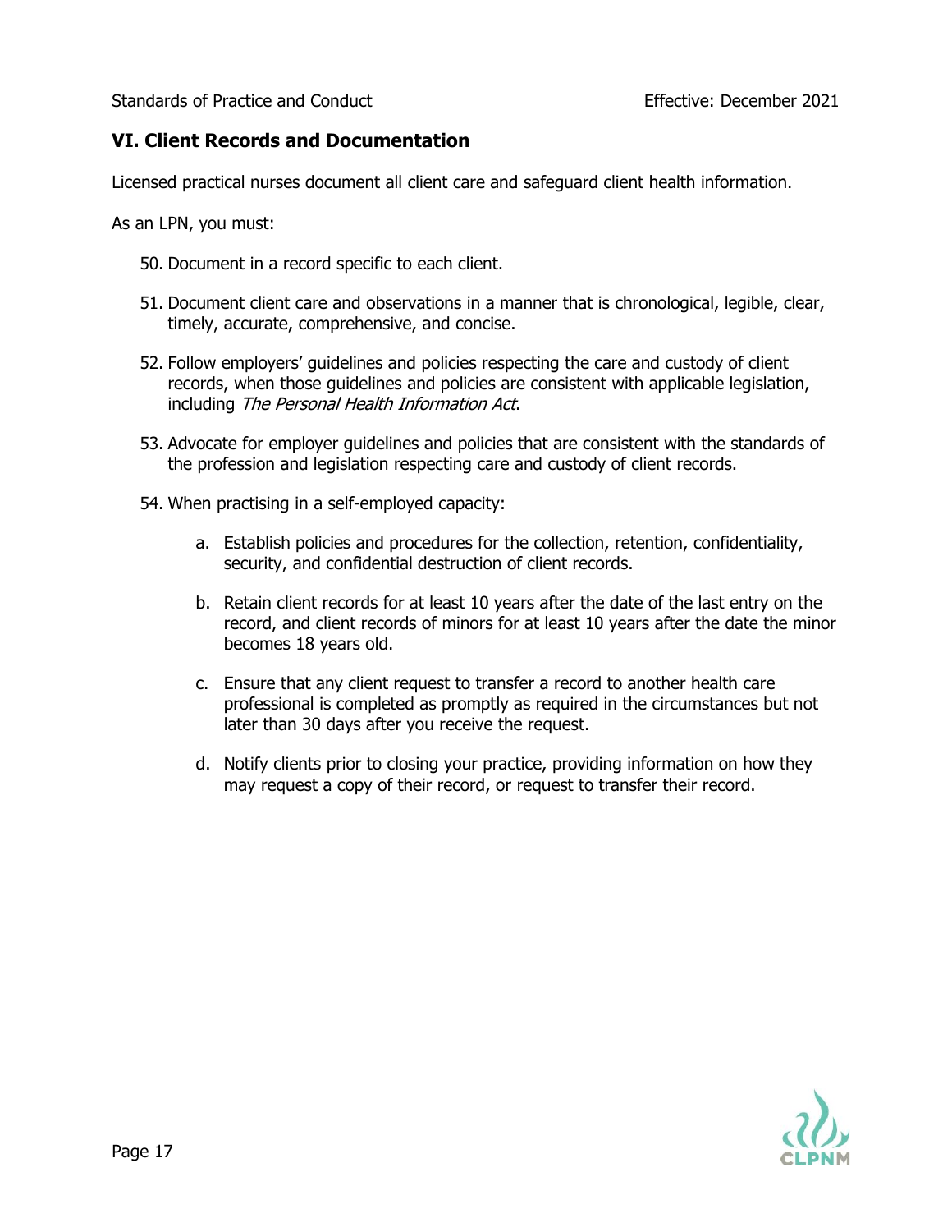## VI. Client Records and Documentation

Licensed practical nurses document all client care and safeguard client health information.

As an LPN, you must:

50. Document in a record specific to each client.

51. Document client care and observations in a manner that is chronological, legible, clear, timely, accurate, comprehensive, and concise.

52. Follow employers' guidelines and policies respecting the care and custody of client records, when those guidelines and policies are consistent with applicable legislation, including *The Personal Health Information Act*.

53. Advocate for employer guidelines and policies that are consistent with the standards of the profession and legislation respecting care and custody of client records.

54. When practising in a self-employed capacity:

    a. Establish policies and procedures for the collection, retention, confidentiality, security, and confidential destruction of client records.

    b. Retain client records for at least 10 years after the date of the last entry on the record, and client records of minors for at least 10 years after the date the minor becomes 18 years old.

    c. Ensure that any client request to transfer a record to another health care professional is completed as promptly as required in the circumstances but not later than 30 days after you receive the request.

    d. Notify clients prior to closing your practice, providing information on how they may request a copy of their record, or request to transfer their record.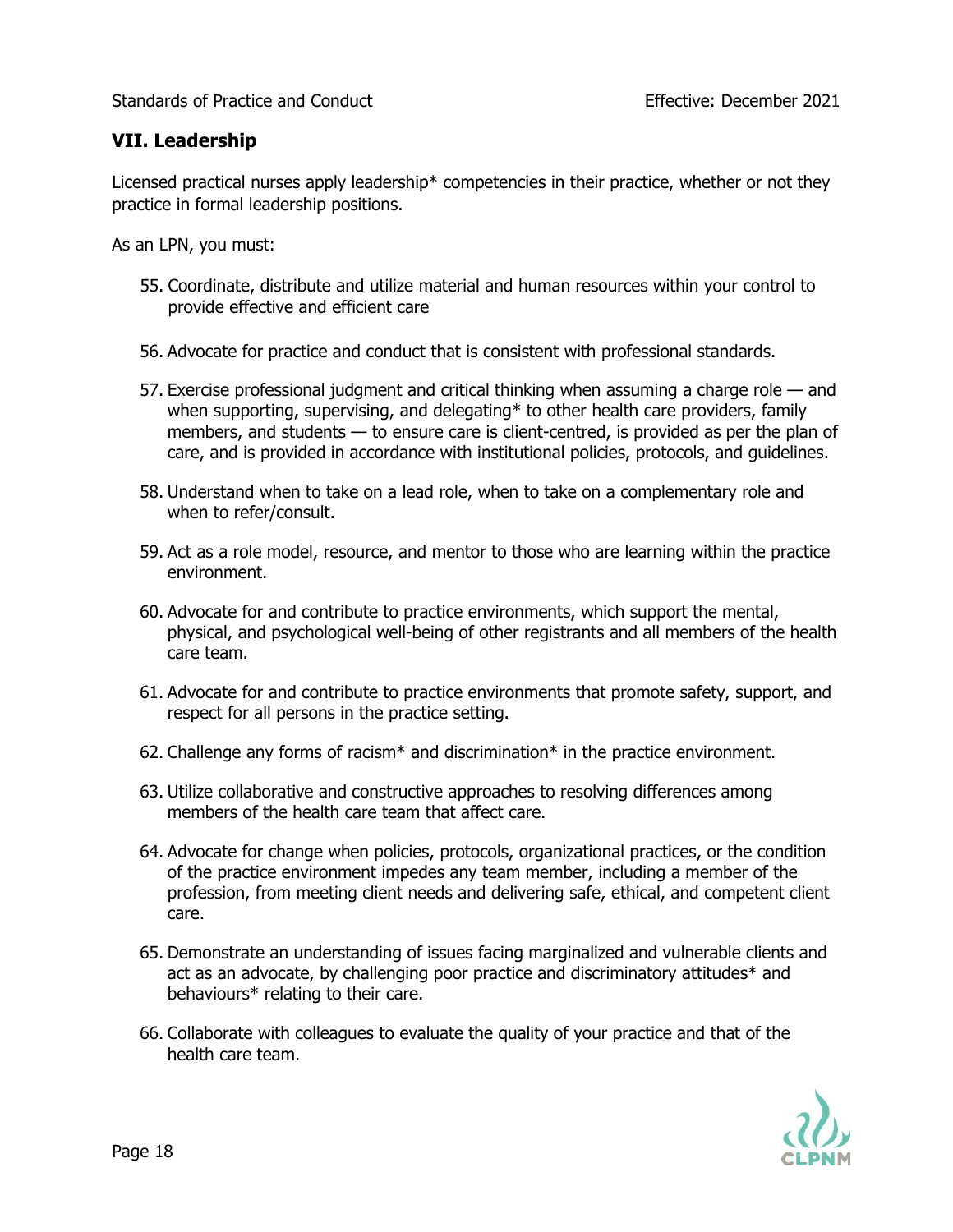## VII. Leadership

Licensed practical nurses apply leadership* competencies in their practice, whether or not they practice in formal leadership positions.

As an LPN, you must:

55. Coordinate, distribute and utilize material and human resources within your control to provide effective and efficient care
56. Advocate for practice and conduct that is consistent with professional standards.
57. Exercise professional judgment and critical thinking when assuming a charge role — and when supporting, supervising, and delegating* to other health care providers, family members, and students — to ensure care is client-centred, is provided as per the plan of care, and is provided in accordance with institutional policies, protocols, and guidelines.
58. Understand when to take on a lead role, when to take on a complementary role and when to refer/consult.
59. Act as a role model, resource, and mentor to those who are learning within the practice environment.
60. Advocate for and contribute to practice environments, which support the mental, physical, and psychological well-being of other registrants and all members of the health care team.
61. Advocate for and contribute to practice environments that promote safety, support, and respect for all persons in the practice setting.
62. Challenge any forms of racism* and discrimination* in the practice environment.
63. Utilize collaborative and constructive approaches to resolving differences among members of the health care team that affect care.
64. Advocate for change when policies, protocols, organizational practices, or the condition of the practice environment impedes any team member, including a member of the profession, from meeting client needs and delivering safe, ethical, and competent client care.
65. Demonstrate an understanding of issues facing marginalized and vulnerable clients and act as an advocate, by challenging poor practice and discriminatory attitudes* and behaviours* relating to their care.
66. Collaborate with colleagues to evaluate the quality of your practice and that of the health care team.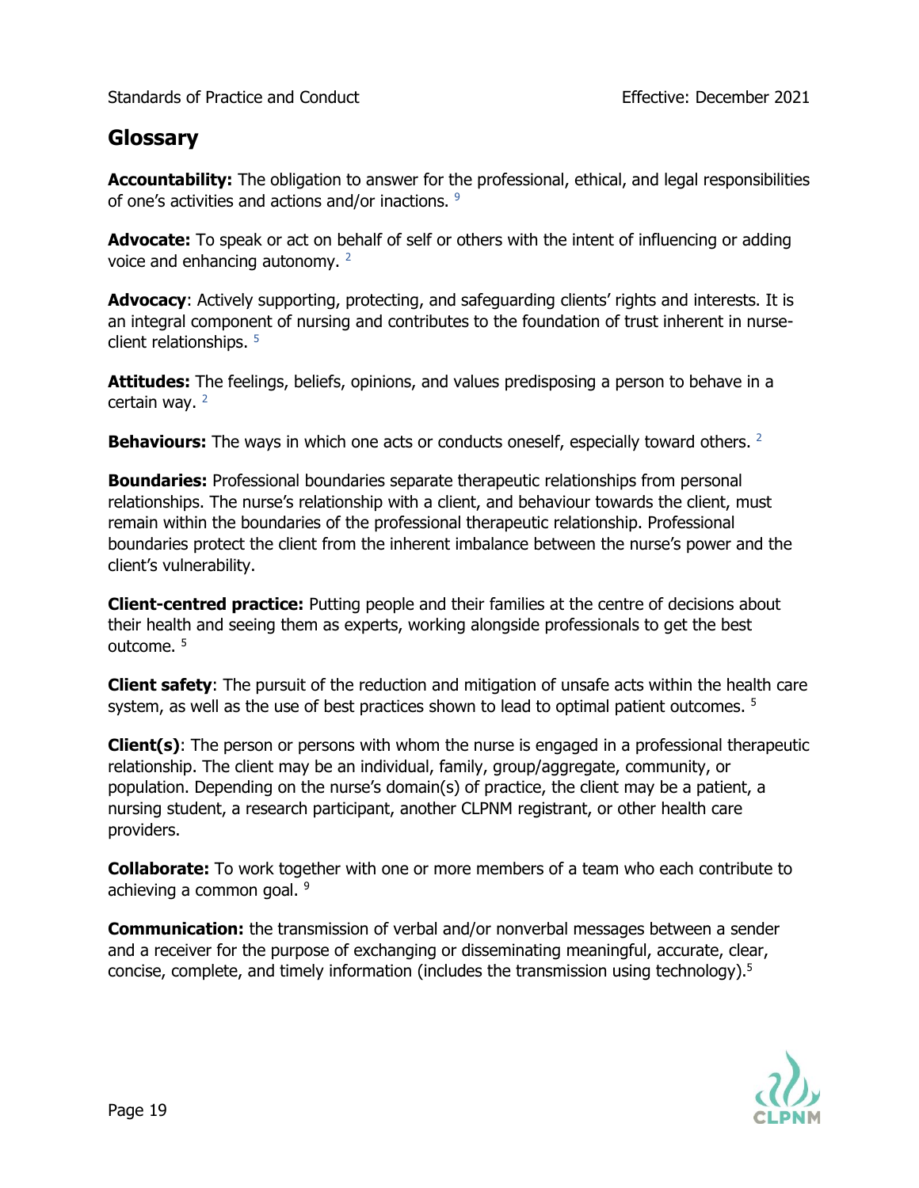## Glossary

**Accountability:** The obligation to answer for the professional, ethical, and legal responsibilities of one's activities and actions and/or inactions. [9]

**Advocate:** To speak or act on behalf of self or others with the intent of influencing or adding voice and enhancing autonomy. [2]

**Advocacy**: Actively supporting, protecting, and safeguarding clients' rights and interests. It is an integral component of nursing and contributes to the foundation of trust inherent in nurse-client relationships. [5]

**Attitudes:** The feelings, beliefs, opinions, and values predisposing a person to behave in a certain way. [2]

**Behaviours:** The ways in which one acts or conducts oneself, especially toward others. [2]

**Boundaries:** Professional boundaries separate therapeutic relationships from personal relationships. The nurse's relationship with a client, and behaviour towards the client, must remain within the boundaries of the professional therapeutic relationship. Professional boundaries protect the client from the inherent imbalance between the nurse's power and the client's vulnerability.

**Client-centred practice:** Putting people and their families at the centre of decisions about their health and seeing them as experts, working alongside professionals to get the best outcome. [5]

**Client safety**: The pursuit of the reduction and mitigation of unsafe acts within the health care system, as well as the use of best practices shown to lead to optimal patient outcomes. [5]

**Client(s)**: The person or persons with whom the nurse is engaged in a professional therapeutic relationship. The client may be an individual, family, group/aggregate, community, or population. Depending on the nurse's domain(s) of practice, the client may be a patient, a nursing student, a research participant, another CLPNM registrant, or other health care providers.

**Collaborate:** To work together with one or more members of a team who each contribute to achieving a common goal. [9]

**Communication:** the transmission of verbal and/or nonverbal messages between a sender and a receiver for the purpose of exchanging or disseminating meaningful, accurate, clear, concise, complete, and timely information (includes the transmission using technology).[5]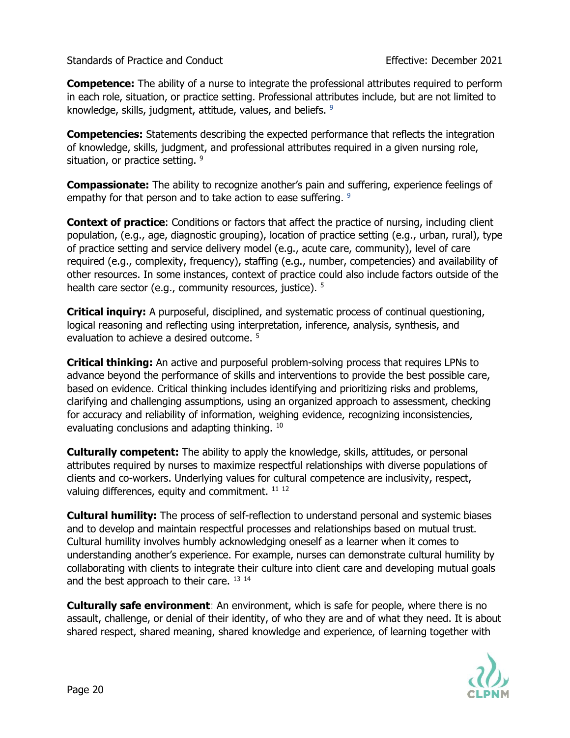**Competence:** The ability of a nurse to integrate the professional attributes required to perform in each role, situation, or practice setting. Professional attributes include, but are not limited to knowledge, skills, judgment, attitude, values, and beliefs. [9]

**Competencies:** Statements describing the expected performance that reflects the integration of knowledge, skills, judgment, and professional attributes required in a given nursing role, situation, or practice setting. [9]

**Compassionate:** The ability to recognize another's pain and suffering, experience feelings of empathy for that person and to take action to ease suffering. [9]

**Context of practice**: Conditions or factors that affect the practice of nursing, including client population, (e.g., age, diagnostic grouping), location of practice setting (e.g., urban, rural), type of practice setting and service delivery model (e.g., acute care, community), level of care required (e.g., complexity, frequency), staffing (e.g., number, competencies) and availability of other resources. In some instances, context of practice could also include factors outside of the health care sector (e.g., community resources, justice). [5]

**Critical inquiry:** A purposeful, disciplined, and systematic process of continual questioning, logical reasoning and reflecting using interpretation, inference, analysis, synthesis, and evaluation to achieve a desired outcome. [5]

**Critical thinking:** An active and purposeful problem-solving process that requires LPNs to advance beyond the performance of skills and interventions to provide the best possible care, based on evidence. Critical thinking includes identifying and prioritizing risks and problems, clarifying and challenging assumptions, using an organized approach to assessment, checking for accuracy and reliability of information, weighing evidence, recognizing inconsistencies, evaluating conclusions and adapting thinking. [10]

**Culturally competent:** The ability to apply the knowledge, skills, attitudes, or personal attributes required by nurses to maximize respectful relationships with diverse populations of clients and co-workers. Underlying values for cultural competence are inclusivity, respect, valuing differences, equity and commitment. [11, 12]

**Cultural humility:** The process of self-reflection to understand personal and systemic biases and to develop and maintain respectful processes and relationships based on mutual trust. Cultural humility involves humbly acknowledging oneself as a learner when it comes to understanding another's experience. For example, nurses can demonstrate cultural humility by collaborating with clients to integrate their culture into client care and developing mutual goals and the best approach to their care. [13, 14]

**Culturally safe environment**: An environment, which is safe for people, where there is no assault, challenge, or denial of their identity, of who they are and of what they need. It is about shared respect, shared meaning, shared knowledge and experience, of learning together with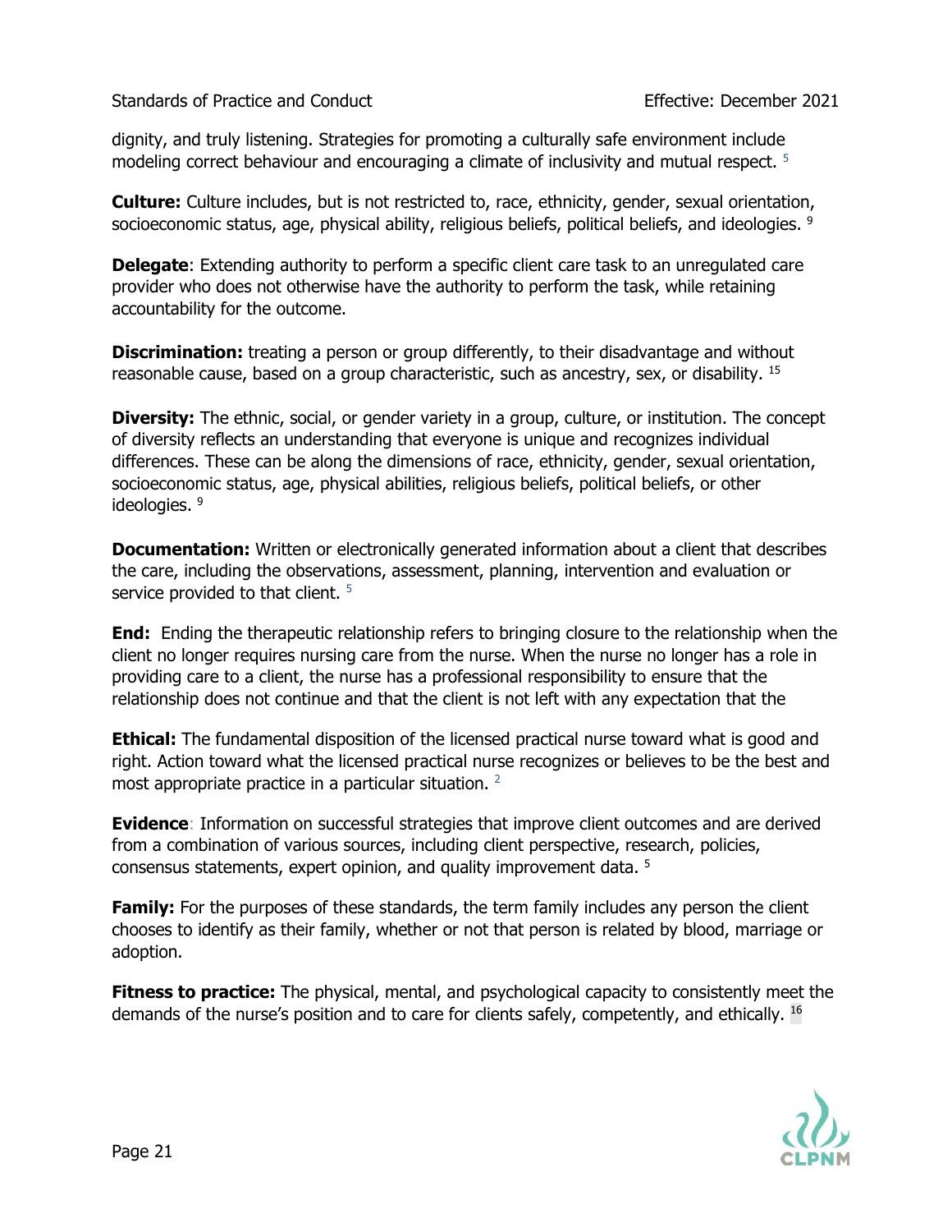dignity, and truly listening. Strategies for promoting a culturally safe environment include modeling correct behaviour and encouraging a climate of inclusivity and mutual respect. [5]

**Culture:** Culture includes, but is not restricted to, race, ethnicity, gender, sexual orientation, socioeconomic status, age, physical ability, religious beliefs, political beliefs, and ideologies. [9]

**Delegate**: Extending authority to perform a specific client care task to an unregulated care provider who does not otherwise have the authority to perform the task, while retaining accountability for the outcome.

**Discrimination:** treating a person or group differently, to their disadvantage and without reasonable cause, based on a group characteristic, such as ancestry, sex, or disability. [15]

**Diversity:** The ethnic, social, or gender variety in a group, culture, or institution. The concept of diversity reflects an understanding that everyone is unique and recognizes individual differences. These can be along the dimensions of race, ethnicity, gender, sexual orientation, socioeconomic status, age, physical abilities, religious beliefs, political beliefs, or other ideologies. [9]

**Documentation:** Written or electronically generated information about a client that describes the care, including the observations, assessment, planning, intervention and evaluation or service provided to that client. [5]

**End:** Ending the therapeutic relationship refers to bringing closure to the relationship when the client no longer requires nursing care from the nurse. When the nurse no longer has a role in providing care to a client, the nurse has a professional responsibility to ensure that the relationship does not continue and that the client is not left with any expectation that the

**Ethical:** The fundamental disposition of the licensed practical nurse toward what is good and right. Action toward what the licensed practical nurse recognizes or believes to be the best and most appropriate practice in a particular situation. [2]

**Evidence**: Information on successful strategies that improve client outcomes and are derived from a combination of various sources, including client perspective, research, policies, consensus statements, expert opinion, and quality improvement data. [5]

**Family:** For the purposes of these standards, the term family includes any person the client chooses to identify as their family, whether or not that person is related by blood, marriage or adoption.

**Fitness to practice:** The physical, mental, and psychological capacity to consistently meet the demands of the nurse's position and to care for clients safely, competently, and ethically. [16]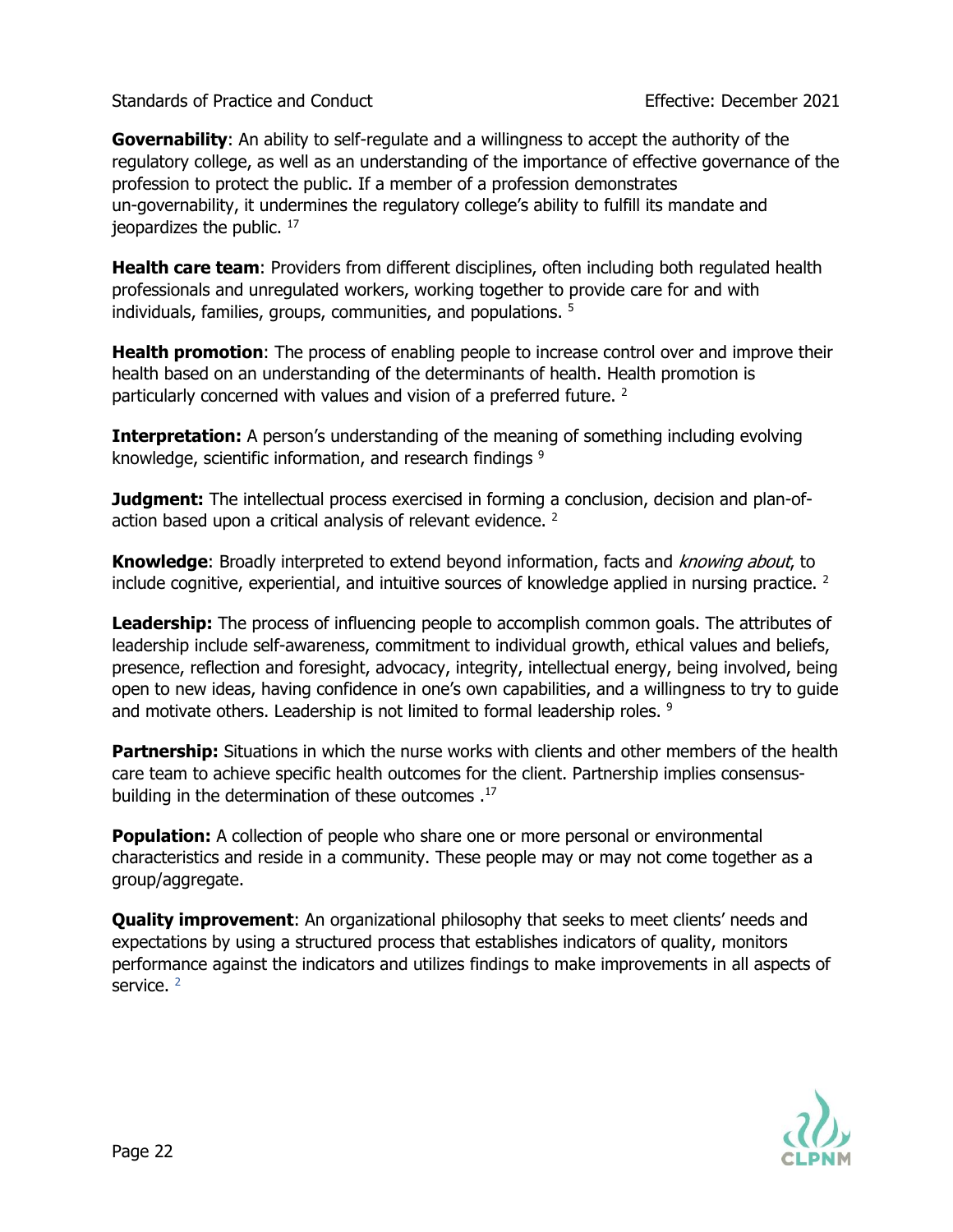**Governability**: An ability to self-regulate and a willingness to accept the authority of the regulatory college, as well as an understanding of the importance of effective governance of the profession to protect the public. If a member of a profession demonstrates un-governability, it undermines the regulatory college's ability to fulfill its mandate and jeopardizes the public. [17]

**Health care team**: Providers from different disciplines, often including both regulated health professionals and unregulated workers, working together to provide care for and with individuals, families, groups, communities, and populations. [5]

**Health promotion**: The process of enabling people to increase control over and improve their health based on an understanding of the determinants of health. Health promotion is particularly concerned with values and vision of a preferred future. [2]

**Interpretation:** A person's understanding of the meaning of something including evolving knowledge, scientific information, and research findings [9]

**Judgment:** The intellectual process exercised in forming a conclusion, decision and plan-of-action based upon a critical analysis of relevant evidence. [2]

**Knowledge**: Broadly interpreted to extend beyond information, facts and *knowing about*, to include cognitive, experiential, and intuitive sources of knowledge applied in nursing practice. [2]

**Leadership:** The process of influencing people to accomplish common goals. The attributes of leadership include self-awareness, commitment to individual growth, ethical values and beliefs, presence, reflection and foresight, advocacy, integrity, intellectual energy, being involved, being open to new ideas, having confidence in one's own capabilities, and a willingness to try to guide and motivate others. Leadership is not limited to formal leadership roles. [9]

**Partnership:** Situations in which the nurse works with clients and other members of the health care team to achieve specific health outcomes for the client. Partnership implies consensus-building in the determination of these outcomes .[17]

**Population:** A collection of people who share one or more personal or environmental characteristics and reside in a community. These people may or may not come together as a group/aggregate.

**Quality improvement**: An organizational philosophy that seeks to meet clients' needs and expectations by using a structured process that establishes indicators of quality, monitors performance against the indicators and utilizes findings to make improvements in all aspects of service. [2]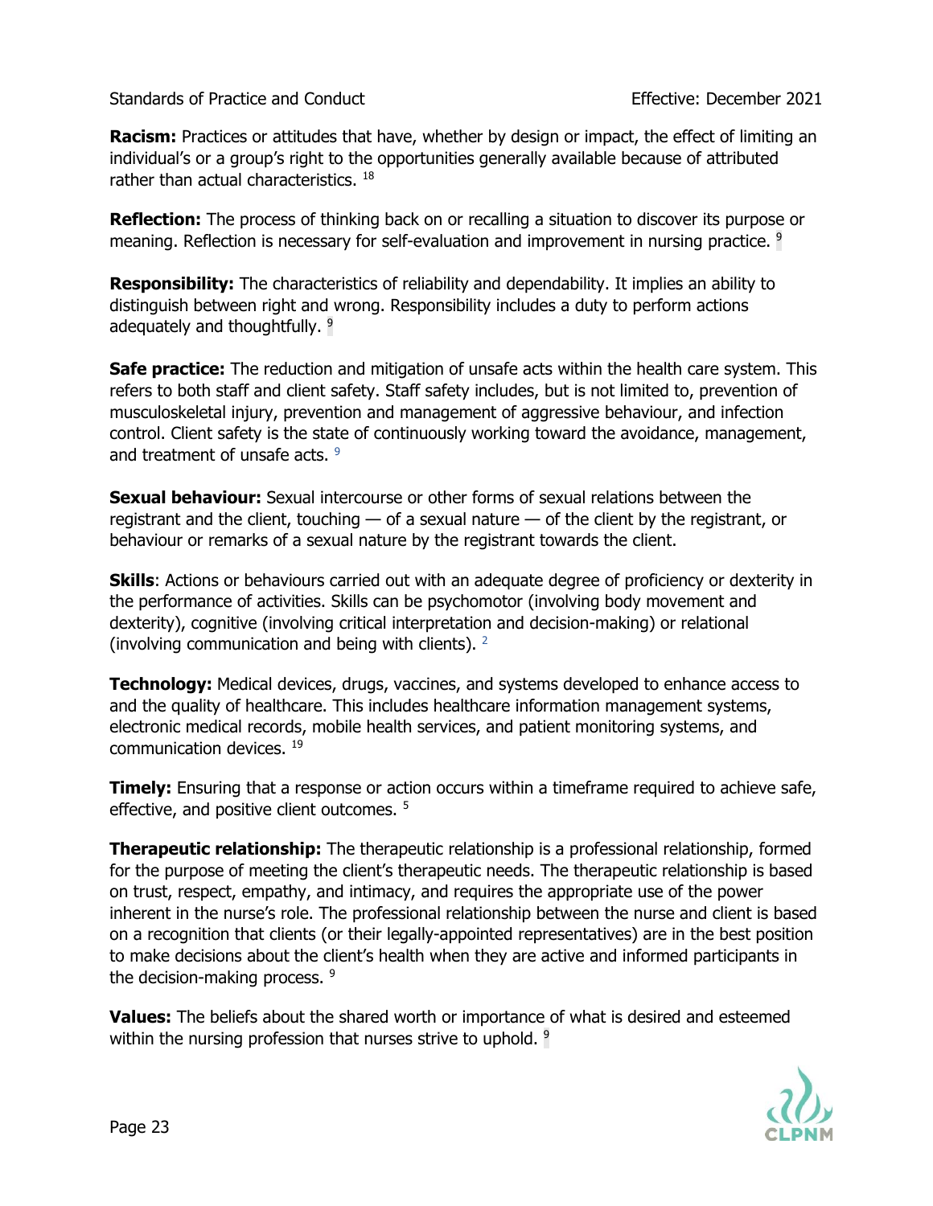**Racism:** Practices or attitudes that have, whether by design or impact, the effect of limiting an individual's or a group's right to the opportunities generally available because of attributed rather than actual characteristics. [18]

**Reflection:** The process of thinking back on or recalling a situation to discover its purpose or meaning. Reflection is necessary for self-evaluation and improvement in nursing practice. [9]

**Responsibility:** The characteristics of reliability and dependability. It implies an ability to distinguish between right and wrong. Responsibility includes a duty to perform actions adequately and thoughtfully. [9]

**Safe practice:** The reduction and mitigation of unsafe acts within the health care system. This refers to both staff and client safety. Staff safety includes, but is not limited to, prevention of musculoskeletal injury, prevention and management of aggressive behaviour, and infection control. Client safety is the state of continuously working toward the avoidance, management, and treatment of unsafe acts. [9]

**Sexual behaviour:** Sexual intercourse or other forms of sexual relations between the registrant and the client, touching — of a sexual nature — of the client by the registrant, or behaviour or remarks of a sexual nature by the registrant towards the client.

**Skills**: Actions or behaviours carried out with an adequate degree of proficiency or dexterity in the performance of activities. Skills can be psychomotor (involving body movement and dexterity), cognitive (involving critical interpretation and decision-making) or relational (involving communication and being with clients). [2]

**Technology:** Medical devices, drugs, vaccines, and systems developed to enhance access to and the quality of healthcare. This includes healthcare information management systems, electronic medical records, mobile health services, and patient monitoring systems, and communication devices. [19]

**Timely:** Ensuring that a response or action occurs within a timeframe required to achieve safe, effective, and positive client outcomes. [5]

**Therapeutic relationship:** The therapeutic relationship is a professional relationship, formed for the purpose of meeting the client's therapeutic needs. The therapeutic relationship is based on trust, respect, empathy, and intimacy, and requires the appropriate use of the power inherent in the nurse's role. The professional relationship between the nurse and client is based on a recognition that clients (or their legally-appointed representatives) are in the best position to make decisions about the client's health when they are active and informed participants in the decision-making process. [9]

**Values:** The beliefs about the shared worth or importance of what is desired and esteemed within the nursing profession that nurses strive to uphold. [9]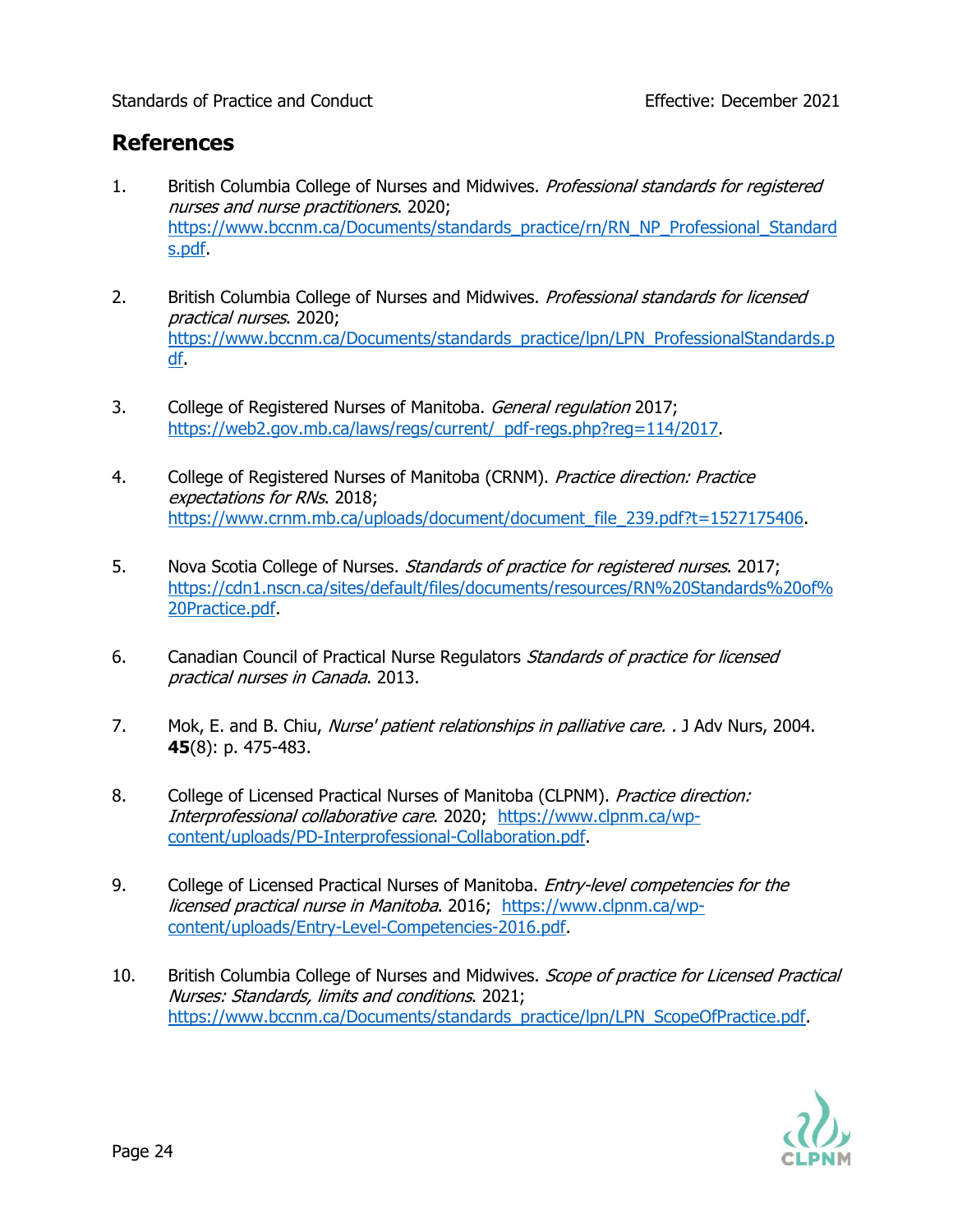## References

1. British Columbia College of Nurses and Midwives. *Professional standards for registered nurses and nurse practitioners*. 2020; https://www.bccnm.ca/Documents/standards_practice/rn/RN_NP_Professional_Standards.pdf.

2. British Columbia College of Nurses and Midwives. *Professional standards for licensed practical nurses*. 2020; https://www.bccnm.ca/Documents/standards_practice/lpn/LPN_ProfessionalStandards.pdf.

3. College of Registered Nurses of Manitoba. *General regulation* 2017; https://web2.gov.mb.ca/laws/regs/current/_pdf-regs.php?reg=114/2017.

4. College of Registered Nurses of Manitoba (CRNM). *Practice direction: Practice expectations for RNs*. 2018; https://www.crnm.mb.ca/uploads/document/document_file_239.pdf?t=1527175406.

5. Nova Scotia College of Nurses. *Standards of practice for registered nurses*. 2017; https://cdn1.nscn.ca/sites/default/files/documents/resources/RN%20Standards%20of%20Practice.pdf.

6. Canadian Council of Practical Nurse Regulators *Standards of practice for licensed practical nurses in Canada*. 2013.

7. Mok, E. and B. Chiu, *Nurse' patient relationships in palliative care. .* J Adv Nurs, 2004. **45**(8): p. 475-483.

8. College of Licensed Practical Nurses of Manitoba (CLPNM). *Practice direction: Interprofessional collaborative care*. 2020; https://www.clpnm.ca/wp-content/uploads/PD-Interprofessional-Collaboration.pdf.

9. College of Licensed Practical Nurses of Manitoba. *Entry-level competencies for the licensed practical nurse in Manitoba*. 2016; https://www.clpnm.ca/wp-content/uploads/Entry-Level-Competencies-2016.pdf.

10. British Columbia College of Nurses and Midwives. *Scope of practice for Licensed Practical Nurses: Standards, limits and conditions*. 2021; https://www.bccnm.ca/Documents/standards_practice/lpn/LPN_ScopeOfPractice.pdf.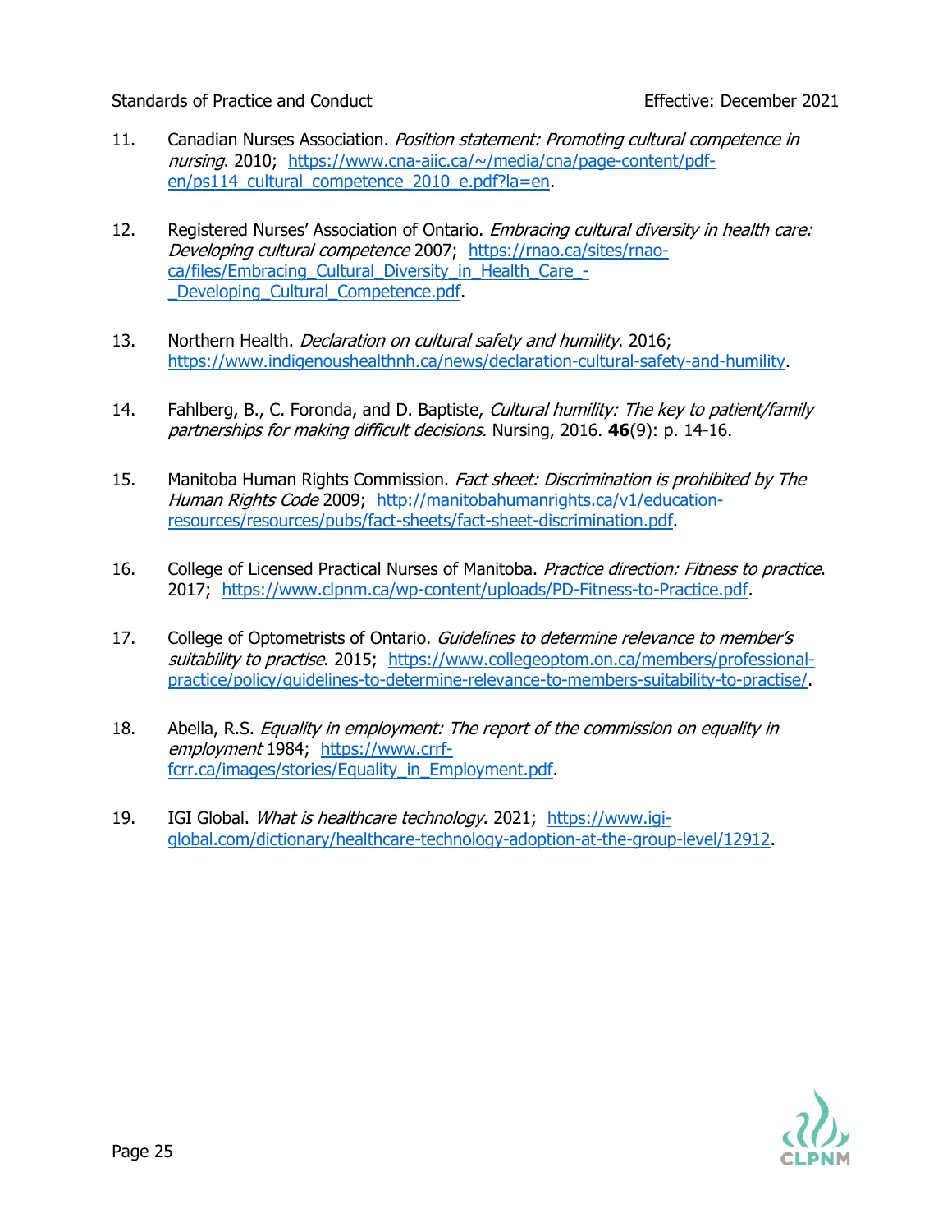11. Canadian Nurses Association. *Position statement: Promoting cultural competence in nursing*. 2010; https://www.cna-aiic.ca/~/media/cna/page-content/pdf-en/ps114_cultural_competence_2010_e.pdf?la=en.

12. Registered Nurses' Association of Ontario. *Embracing cultural diversity in health care: Developing cultural competence* 2007; https://rnao.ca/sites/rnao-ca/files/Embracing_Cultural_Diversity_in_Health_Care_-_Developing_Cultural_Competence.pdf.

13. Northern Health. *Declaration on cultural safety and humility*. 2016; https://www.indigenoushealthnh.ca/news/declaration-cultural-safety-and-humility.

14. Fahlberg, B., C. Foronda, and D. Baptiste, *Cultural humility: The key to patient/family partnerships for making difficult decisions.* Nursing, 2016. **46**(9): p. 14-16.

15. Manitoba Human Rights Commission. *Fact sheet: Discrimination is prohibited by The Human Rights Code* 2009; http://manitobahumanrights.ca/v1/education-resources/resources/pubs/fact-sheets/fact-sheet-discrimination.pdf.

16. College of Licensed Practical Nurses of Manitoba. *Practice direction: Fitness to practice*. 2017; https://www.clpnm.ca/wp-content/uploads/PD-Fitness-to-Practice.pdf.

17. College of Optometrists of Ontario. *Guidelines to determine relevance to member's suitability to practise*. 2015; https://www.collegeoptom.on.ca/members/professional-practice/policy/guidelines-to-determine-relevance-to-members-suitability-to-practise/.

18. Abella, R.S. *Equality in employment: The report of the commission on equality in employment* 1984; https://www.crrf-fcrr.ca/images/stories/Equality_in_Employment.pdf.

19. IGI Global. *What is healthcare technology*. 2021; https://www.igi-global.com/dictionary/healthcare-technology-adoption-at-the-group-level/12912.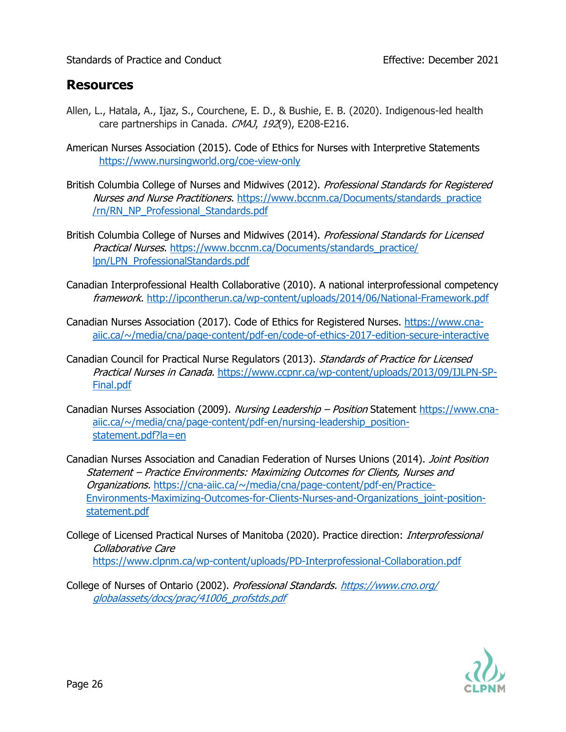## Resources

Allen, L., Hatala, A., Ijaz, S., Courchene, E. D., & Bushie, E. B. (2020). Indigenous-led health care partnerships in Canada. *CMAJ*, *192*(9), E208-E216.

American Nurses Association (2015). Code of Ethics for Nurses with Interpretive Statements https://www.nursingworld.org/coe-view-only

British Columbia College of Nurses and Midwives (2012). *Professional Standards for Registered Nurses and Nurse Practitioners.* https://www.bccnm.ca/Documents/standards_practice/rn/RN_NP_Professional_Standards.pdf

British Columbia College of Nurses and Midwives (2014). *Professional Standards for Licensed Practical Nurses.* https://www.bccnm.ca/Documents/standards_practice/lpn/LPN_ProfessionalStandards.pdf

Canadian Interprofessional Health Collaborative (2010). A national interprofessional competency *framework.* http://ipcontherun.ca/wp-content/uploads/2014/06/National-Framework.pdf

Canadian Nurses Association (2017). Code of Ethics for Registered Nurses. https://www.cna-aiic.ca/~/media/cna/page-content/pdf-en/code-of-ethics-2017-edition-secure-interactive

Canadian Council for Practical Nurse Regulators (2013). *Standards of Practice for Licensed Practical Nurses in Canada.* https://www.ccpnr.ca/wp-content/uploads/2013/09/IJLPN-SP-Final.pdf

Canadian Nurses Association (2009). *Nursing Leadership – Position* Statement https://www.cna-aiic.ca/~/media/cna/page-content/pdf-en/nursing-leadership_position-statement.pdf?la=en

Canadian Nurses Association and Canadian Federation of Nurses Unions (2014). *Joint Position Statement – Practice Environments: Maximizing Outcomes for Clients, Nurses and Organizations.* https://cna-aiic.ca/~/media/cna/page-content/pdf-en/Practice-Environments-Maximizing-Outcomes-for-Clients-Nurses-and-Organizations_joint-position-statement.pdf

College of Licensed Practical Nurses of Manitoba (2020). Practice direction: *Interprofessional Collaborative Care* https://www.clpnm.ca/wp-content/uploads/PD-Interprofessional-Collaboration.pdf

College of Nurses of Ontario (2002). *Professional Standards. https://www.cno.org/globalassets/docs/prac/41006_profstds.pdf*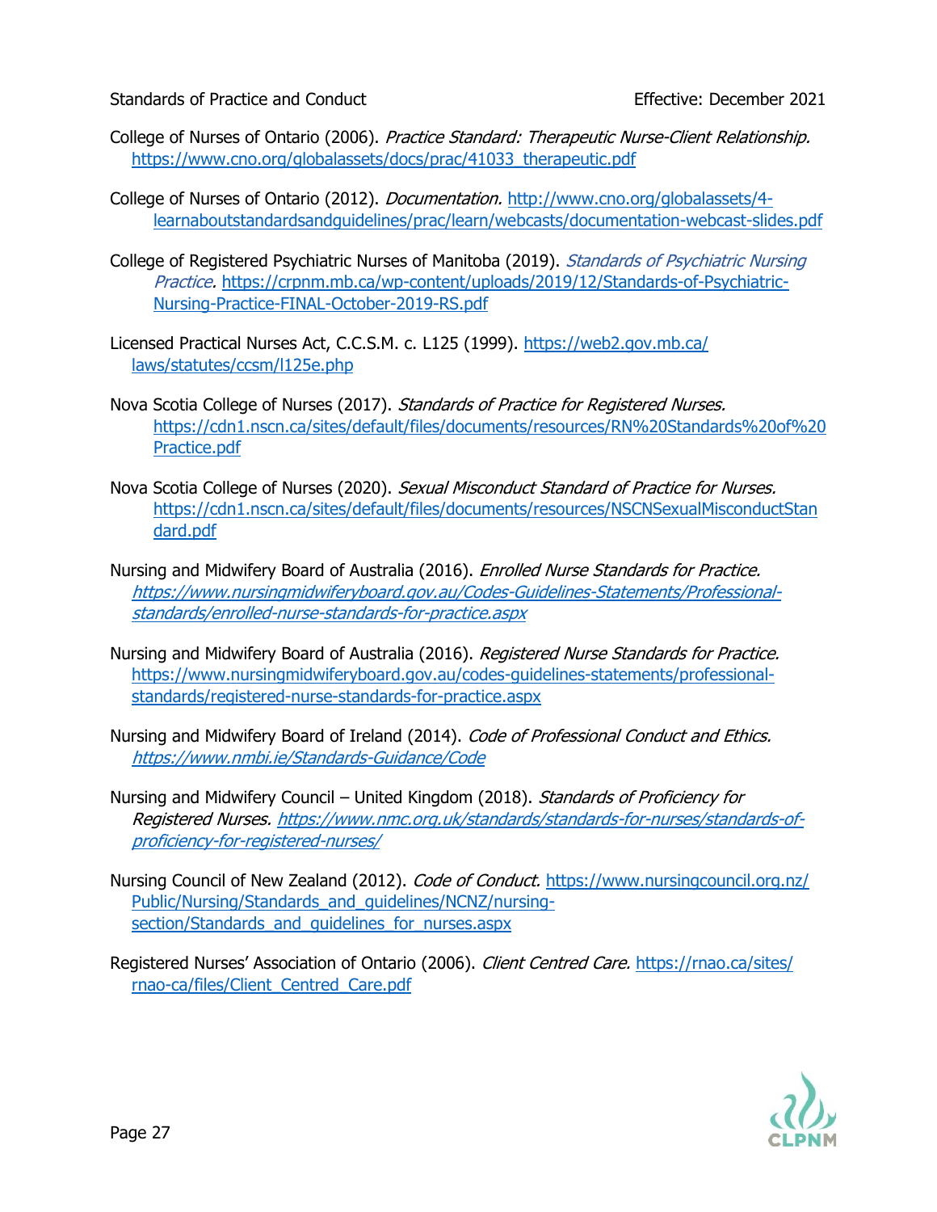College of Nurses of Ontario (2006). *Practice Standard: Therapeutic Nurse-Client Relationship.* https://www.cno.org/globalassets/docs/prac/41033_therapeutic.pdf

College of Nurses of Ontario (2012). *Documentation.* http://www.cno.org/globalassets/4-learnaboutstandardsandguidelines/prac/learn/webcasts/documentation-webcast-slides.pdf

College of Registered Psychiatric Nurses of Manitoba (2019). *Standards of Psychiatric Nursing Practice.* https://crpnm.mb.ca/wp-content/uploads/2019/12/Standards-of-Psychiatric-Nursing-Practice-FINAL-October-2019-RS.pdf

Licensed Practical Nurses Act, C.C.S.M. c. L125 (1999). https://web2.gov.mb.ca/laws/statutes/ccsm/l125e.php

Nova Scotia College of Nurses (2017). *Standards of Practice for Registered Nurses.* https://cdn1.nscn.ca/sites/default/files/documents/resources/RN%20Standards%20of%20Practice.pdf

Nova Scotia College of Nurses (2020). *Sexual Misconduct Standard of Practice for Nurses.* https://cdn1.nscn.ca/sites/default/files/documents/resources/NSCNSexualMisconductStandard.pdf

Nursing and Midwifery Board of Australia (2016). *Enrolled Nurse Standards for Practice.* *https://www.nursingmidwiferyboard.gov.au/Codes-Guidelines-Statements/Professional-standards/enrolled-nurse-standards-for-practice.aspx*

Nursing and Midwifery Board of Australia (2016). *Registered Nurse Standards for Practice.* https://www.nursingmidwiferyboard.gov.au/codes-guidelines-statements/professional-standards/registered-nurse-standards-for-practice.aspx

Nursing and Midwifery Board of Ireland (2014). *Code of Professional Conduct and Ethics.* *https://www.nmbi.ie/Standards-Guidance/Code*

Nursing and Midwifery Council – United Kingdom (2018). *Standards of Proficiency for Registered Nurses.* *https://www.nmc.org.uk/standards/standards-for-nurses/standards-of-proficiency-for-registered-nurses/*

Nursing Council of New Zealand (2012). *Code of Conduct.* https://www.nursingcouncil.org.nz/Public/Nursing/Standards_and_guidelines/NCNZ/nursing-section/Standards_and_guidelines_for_nurses.aspx

Registered Nurses' Association of Ontario (2006). *Client Centred Care.* https://rnao.ca/sites/rnao-ca/files/Client_Centred_Care.pdf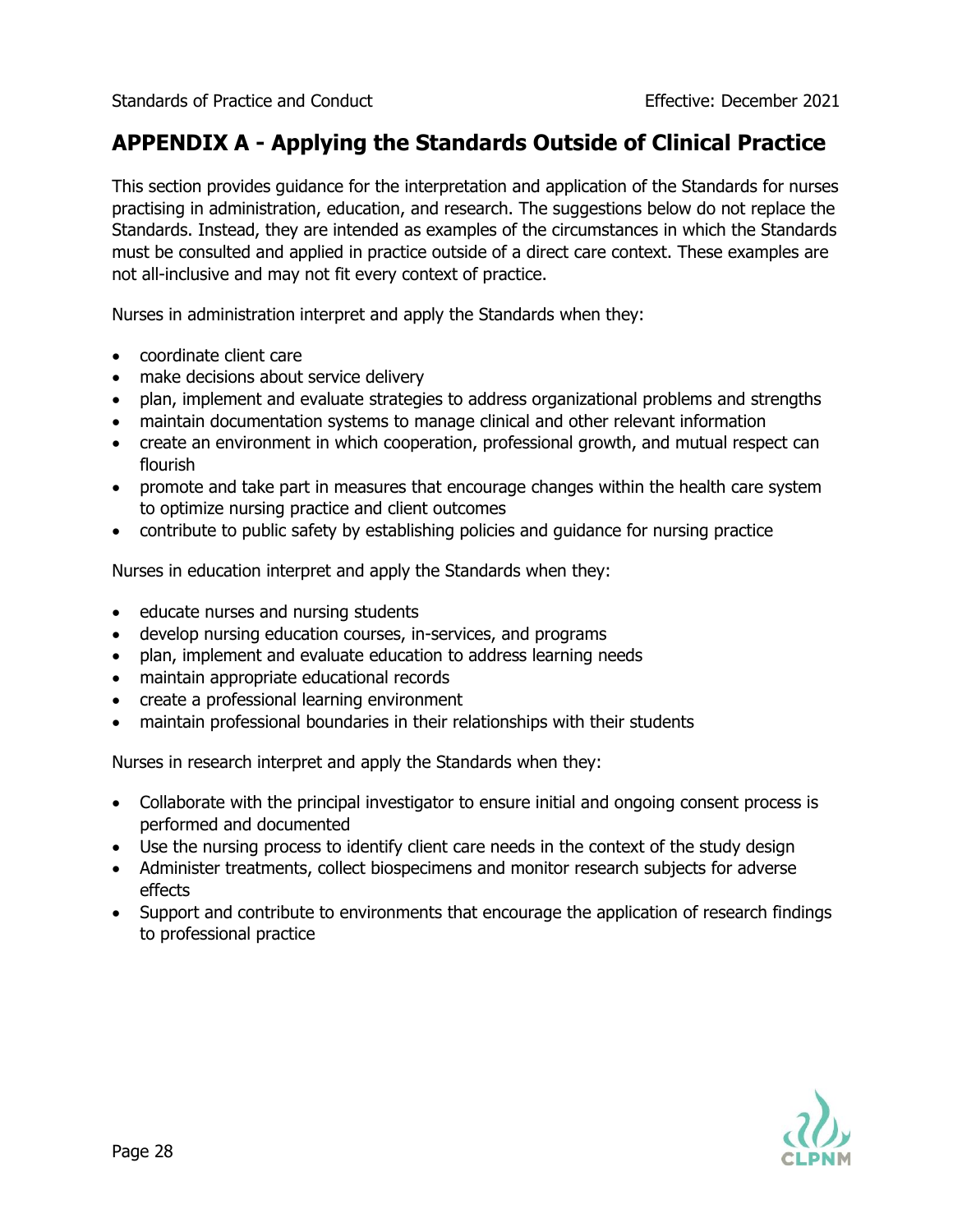## APPENDIX A - Applying the Standards Outside of Clinical Practice

This section provides guidance for the interpretation and application of the Standards for nurses practising in administration, education, and research. The suggestions below do not replace the Standards. Instead, they are intended as examples of the circumstances in which the Standards must be consulted and applied in practice outside of a direct care context. These examples are not all-inclusive and may not fit every context of practice.

Nurses in administration interpret and apply the Standards when they:

- coordinate client care
- make decisions about service delivery
- plan, implement and evaluate strategies to address organizational problems and strengths
- maintain documentation systems to manage clinical and other relevant information
- create an environment in which cooperation, professional growth, and mutual respect can flourish
- promote and take part in measures that encourage changes within the health care system to optimize nursing practice and client outcomes
- contribute to public safety by establishing policies and guidance for nursing practice

Nurses in education interpret and apply the Standards when they:

- educate nurses and nursing students
- develop nursing education courses, in-services, and programs
- plan, implement and evaluate education to address learning needs
- maintain appropriate educational records
- create a professional learning environment
- maintain professional boundaries in their relationships with their students

Nurses in research interpret and apply the Standards when they:

- Collaborate with the principal investigator to ensure initial and ongoing consent process is performed and documented
- Use the nursing process to identify client care needs in the context of the study design
- Administer treatments, collect biospecimens and monitor research subjects for adverse effects
- Support and contribute to environments that encourage the application of research findings to professional practice